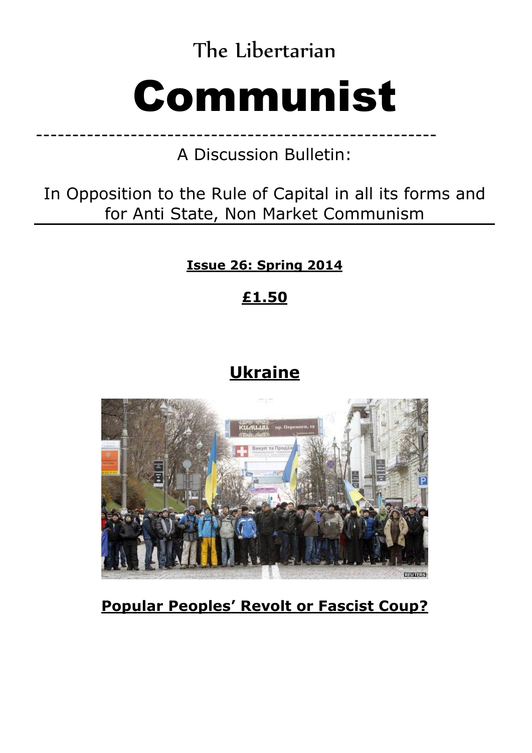The Libertarian

# Communist

A Discussion Bulletin:

In Opposition to the Rule of Capital in all its forms and for Anti State, Non Market Communism

**Issue 26: Spring 2014**

**£1.50**

## Ukraine

**Popular Peoples' Revolt or Fascist Coup?**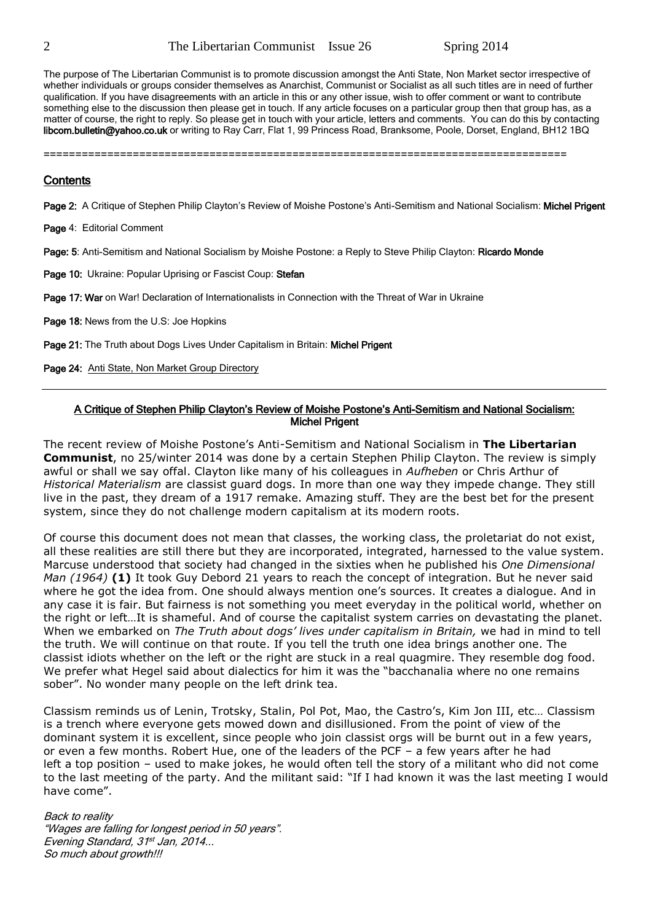The purpose of The Libertarian Communist is to promote discussion amongst the Anti State, Non Market sector irrespective of whether individuals or groups consider themselves as Anarchist, Communist or Socialist as all such titles are in need of further qualification. If you have disagreements with an article in this or any other issue, wish to offer comment or want to contribute something else to the discussion then please get in touch. If any article focuses on a particular group then that group has, as a matter of course, the right to reply. So please get in touch with your article, letters and comments. You can do this by contacting **libcom.bulletin@yahoo.co.uk** or writing to Ray Carr, Flat 1, 99 Princess Road, Branksome, Poole, Dorset, England, BH12 1BQ

===============================================================================

## Contents

**Page 2:** A Critique of Stephen Philip Clayton's Review of Moishe Postone's Anti-Semitism and National Socialism: **Michel Prigent**

**Page** 4: Editorial Comment

**Page: 5**: Anti-Semitism and National Socialism by Moishe Postone: a Reply to Steve Philip Clayton: **Ricardo Monde**

**Page 10:** Ukraine: Popular Uprising or Fascist Coup: **Stefan**

**Page 17: War** on War! Declaration of Internationalists in Connection with the Threat of War in Ukraine

**Page 18:** News from the U.S: Joe Hopkins

**Page 21:** The Truth about Dogs Lives Under Capitalism in Britain: **Michel Prigent**

**Page 24:** Anti State, Non Market Group Directory

---

## A Critique of Stephen Philip Clayton's Review of Moishe Postone's Anti-Semitism and National Socialism: Michel Prigent

The recent review of Moishe Postone's Anti-Semitism and National Socialism in **The Libertarian Communist**, no 25/winter 2014 was done by a certain Stephen Philip Clayton. The review is simply awful or shall we say offal. Clayton like many of his colleagues in *Aufheben* or Chris Arthur of *Historical Materialism* are classist guard dogs. In more than one way they impede change. They still live in the past, they dream of a 1917 remake. Amazing stuff. They are the best bet for the present system, since they do not challenge modern capitalism at its modern roots.

Of course this document does not mean that classes, the working class, the proletariat do not exist, all these realities are still there but they are incorporated, integrated, harnessed to the value system. Marcuse understood that society had changed in the sixties when he published his *One Dimensional Man (1964)* **(1)** It took Guy Debord 21 years to reach the concept of integration. But he never said where he got the idea from. One should always mention one's sources. It creates a dialogue. And in any case it is fair. But fairness is not something you meet everyday in the political world, whether on the right or left…It is shameful. And of course the capitalist system carries on devastating the planet. When we embarked on *The Truth about dogs' lives under capitalism in Britain,* we had in mind to tell the truth. We will continue on that route. If you tell the truth one idea brings another one. The classist idiots whether on the left or the right are stuck in a real quagmire. They resemble dog food. We prefer what Hegel said about dialectics for him it was the "bacchanalia where no one remains sober". No wonder many people on the left drink tea.

Classism reminds us of Lenin, Trotsky, Stalin, Pol Pot, Mao, the Castro's, Kim Jon III, etc… Classism is a trench where everyone gets mowed down and disillusioned. From the point of view of the dominant system it is excellent, since people who join classist orgs will be burnt out in a few years, or even a few months. Robert Hue, one of the leaders of the PCF – a few years after he had left a top position – used to make jokes, he would often tell the story of a militant who did not come to the last meeting of the party. And the militant said: "If I had known it was the last meeting I would have come".

*Back to reality*
*"Wages are falling for longest period in 50 years".*
*Evening Standard, 31st Jan, 2014…*
*So much about growth!!!*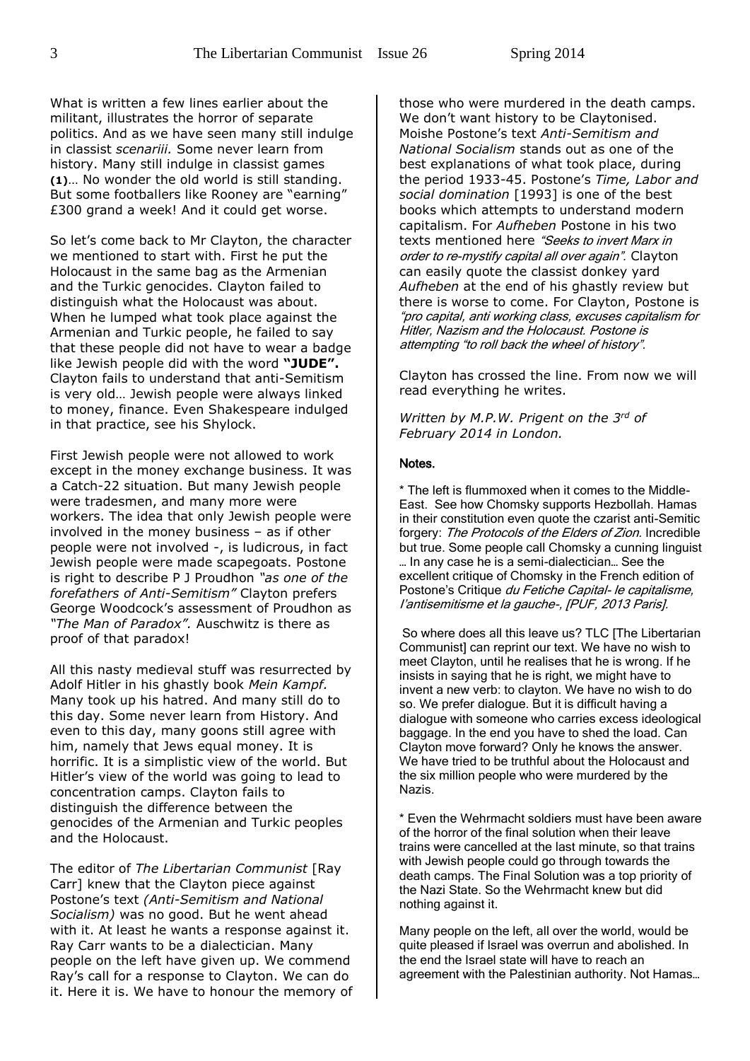What is written a few lines earlier about the militant, illustrates the horror of separate politics. And as we have seen many still indulge in classist *scenariii.* Some never learn from history. Many still indulge in classist games **(1)**… No wonder the old world is still standing. But some footballers like Rooney are "earning" £300 grand a week! And it could get worse.

So let's come back to Mr Clayton, the character we mentioned to start with. First he put the Holocaust in the same bag as the Armenian and the Turkic genocides. Clayton failed to distinguish what the Holocaust was about. When he lumped what took place against the Armenian and Turkic people, he failed to say that these people did not have to wear a badge like Jewish people did with the word **"JUDE".** Clayton fails to understand that anti-Semitism is very old… Jewish people were always linked to money, finance. Even Shakespeare indulged in that practice, see his Shylock.

First Jewish people were not allowed to work except in the money exchange business. It was a Catch-22 situation. But many Jewish people were tradesmen, and many more were workers. The idea that only Jewish people were involved in the money business – as if other people were not involved -, is ludicrous, in fact Jewish people were made scapegoats. Postone is right to describe P J Proudhon *"as one of the forefathers of Anti-Semitism"* Clayton prefers George Woodcock's assessment of Proudhon as *"The Man of Paradox".* Auschwitz is there as proof of that paradox!

All this nasty medieval stuff was resurrected by Adolf Hitler in his ghastly book *Mein Kampf.* Many took up his hatred. And many still do to this day. Some never learn from History. And even to this day, many goons still agree with him, namely that Jews equal money. It is horrific. It is a simplistic view of the world. But Hitler's view of the world was going to lead to concentration camps. Clayton fails to distinguish the difference between the genocides of the Armenian and Turkic peoples and the Holocaust.

The editor of *The Libertarian Communist* [Ray Carr] knew that the Clayton piece against Postone's text *(Anti-Semitism and National Socialism)* was no good. But he went ahead with it. At least he wants a response against it. Ray Carr wants to be a dialectician. Many people on the left have given up. We commend Ray's call for a response to Clayton. We can do it. Here it is. We have to honour the memory of those who were murdered in the death camps. We don't want history to be Claytonised. Moishe Postone's text *Anti-Semitism and National Socialism* stands out as one of the best explanations of what took place, during the period 1933-45. Postone's *Time, Labor and social domination* [1993] is one of the best books which attempts to understand modern capitalism. For *Aufheben* Postone in his two texts mentioned here *"Seeks to invert Marx in order to re-mystify capital all over again".* Clayton can easily quote the classist donkey yard *Aufheben* at the end of his ghastly review but there is worse to come. For Clayton, Postone is *"pro capital, anti working class, excuses capitalism for Hitler, Nazism and the Holocaust. Postone is attempting "to roll back the wheel of history".*

Clayton has crossed the line. From now we will read everything he writes.

*Written by M.P.W. Prigent on the 3rd of February 2014 in London.*

**Notes.**

* The left is flummoxed when it comes to the Middle-East. See how Chomsky supports Hezbollah. Hamas in their constitution even quote the czarist anti-Semitic forgery: *The Protocols of the Elders of Zion.* Incredible but true. Some people call Chomsky a cunning linguist … In any case he is a semi-dialectician… See the excellent critique of Chomsky in the French edition of Postone's Critique *du Fetiche Capital- le capitalisme, l'antisemitisme et la gauche-, [PUF, 2013 Paris].*

So where does all this leave us? TLC [The Libertarian Communist] can reprint our text. We have no wish to meet Clayton, until he realises that he is wrong. If he insists in saying that he is right, we might have to invent a new verb: to clayton. We have no wish to do so. We prefer dialogue. But it is difficult having a dialogue with someone who carries excess ideological baggage. In the end you have to shed the load. Can Clayton move forward? Only he knows the answer. We have tried to be truthful about the Holocaust and the six million people who were murdered by the Nazis.

* Even the Wehrmacht soldiers must have been aware of the horror of the final solution when their leave trains were cancelled at the last minute, so that trains with Jewish people could go through towards the death camps. The Final Solution was a top priority of the Nazi State. So the Wehrmacht knew but did nothing against it.

Many people on the left, all over the world, would be quite pleased if Israel was overrun and abolished. In the end the Israel state will have to reach an agreement with the Palestinian authority. Not Hamas…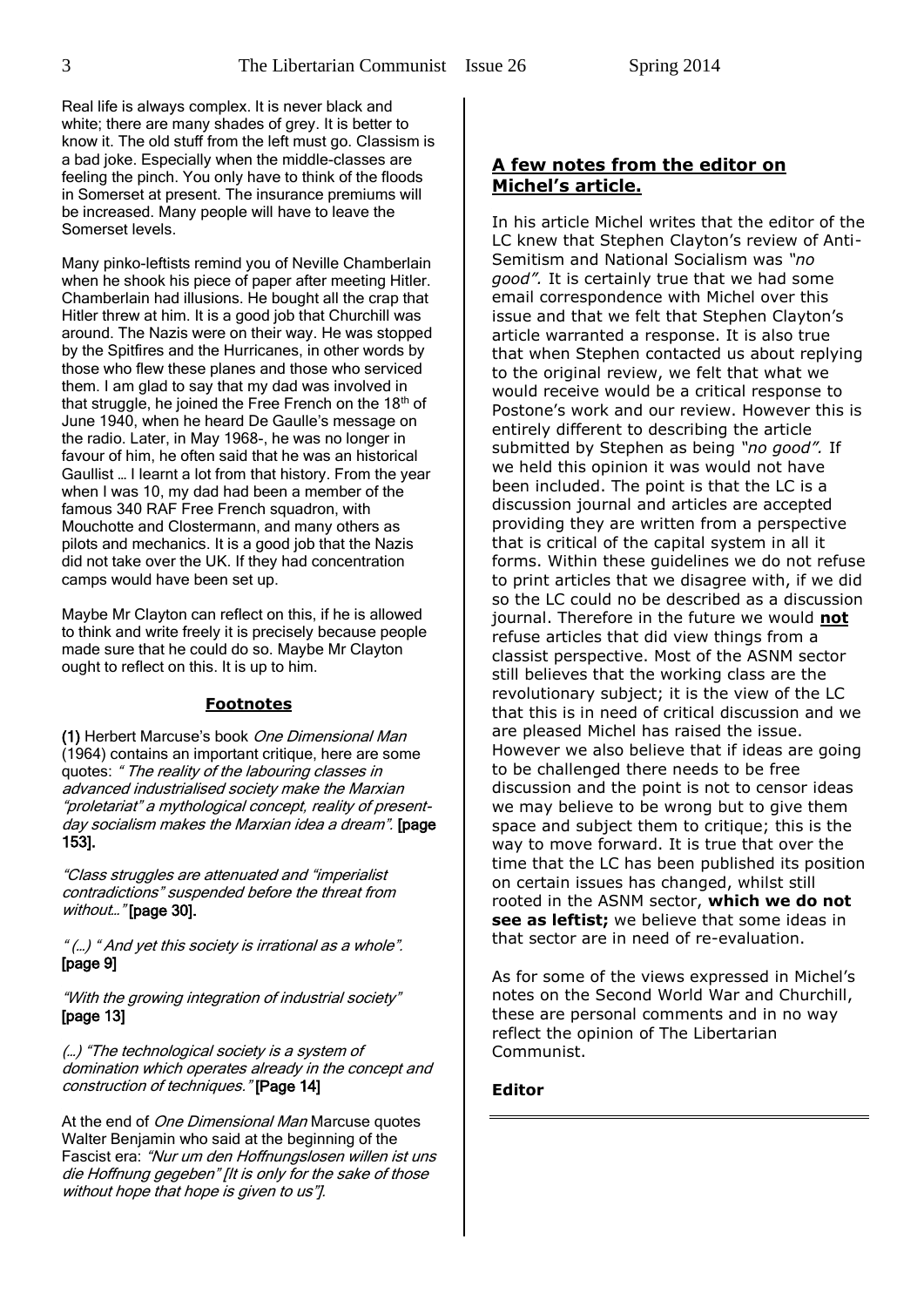Real life is always complex. It is never black and white; there are many shades of grey. It is better to know it. The old stuff from the left must go. Classism is a bad joke. Especially when the middle-classes are feeling the pinch. You only have to think of the floods in Somerset at present. The insurance premiums will be increased. Many people will have to leave the Somerset levels.

Many pinko-leftists remind you of Neville Chamberlain when he shook his piece of paper after meeting Hitler. Chamberlain had illusions. He bought all the crap that Hitler threw at him. It is a good job that Churchill was around. The Nazis were on their way. He was stopped by the Spitfires and the Hurricanes, in other words by those who flew these planes and those who serviced them. I am glad to say that my dad was involved in that struggle, he joined the Free French on the 18th of June 1940, when he heard De Gaulle's message on the radio. Later, in May 1968-, he was no longer in favour of him, he often said that he was an historical Gaullist … I learnt a lot from that history. From the year when I was 10, my dad had been a member of the famous 340 RAF Free French squadron, with Mouchotte and Clostermann, and many others as pilots and mechanics. It is a good job that the Nazis did not take over the UK. If they had concentration camps would have been set up.

Maybe Mr Clayton can reflect on this, if he is allowed to think and write freely it is precisely because people made sure that he could do so. Maybe Mr Clayton ought to reflect on this. It is up to him.

## Footnotes

**(1)** Herbert Marcuse's book *One Dimensional Man* (1964) contains an important critique, here are some quotes: *" The reality of the labouring classes in advanced industrialised society make the Marxian "proletariat" a mythological concept, reality of present-day socialism makes the Marxian idea a dream".* **[page 153].**

*"Class struggles are attenuated and "imperialist contradictions" suspended before the threat from without…"* **[page 30].**

*" (…) " And yet this society is irrational as a whole".* **[page 9]**

*"With the growing integration of industrial society"* **[page 13]**

*(…) "The technological society is a system of domination which operates already in the concept and construction of techniques."* **[Page 14]**

At the end of *One Dimensional Man* Marcuse quotes Walter Benjamin who said at the beginning of the Fascist era: *"Nur um den Hoffnungslosen willen ist uns die Hoffnung gegeben" [It is only for the sake of those without hope that hope is given to us"].*

## A few notes from the editor on Michel's article.

In his article Michel writes that the editor of the LC knew that Stephen Clayton's review of Anti-Semitism and National Socialism was *"no good".* It is certainly true that we had some email correspondence with Michel over this issue and that we felt that Stephen Clayton's article warranted a response. It is also true that when Stephen contacted us about replying to the original review, we felt that what we would receive would be a critical response to Postone's work and our review. However this is entirely different to describing the article submitted by Stephen as being *"no good".* If we held this opinion it was would not have been included. The point is that the LC is a discussion journal and articles are accepted providing they are written from a perspective that is critical of the capital system in all it forms. Within these guidelines we do not refuse to print articles that we disagree with, if we did so the LC could no be described as a discussion journal. Therefore in the future we would **not** refuse articles that did view things from a classist perspective. Most of the ASNM sector still believes that the working class are the revolutionary subject; it is the view of the LC that this is in need of critical discussion and we are pleased Michel has raised the issue. However we also believe that if ideas are going to be challenged there needs to be free discussion and the point is not to censor ideas we may believe to be wrong but to give them space and subject them to critique; this is the way to move forward. It is true that over the time that the LC has been published its position on certain issues has changed, whilst still rooted in the ASNM sector, **which we do not see as leftist;** we believe that some ideas in that sector are in need of re-evaluation.

As for some of the views expressed in Michel's notes on the Second World War and Churchill, these are personal comments and in no way reflect the opinion of The Libertarian Communist.

**Editor**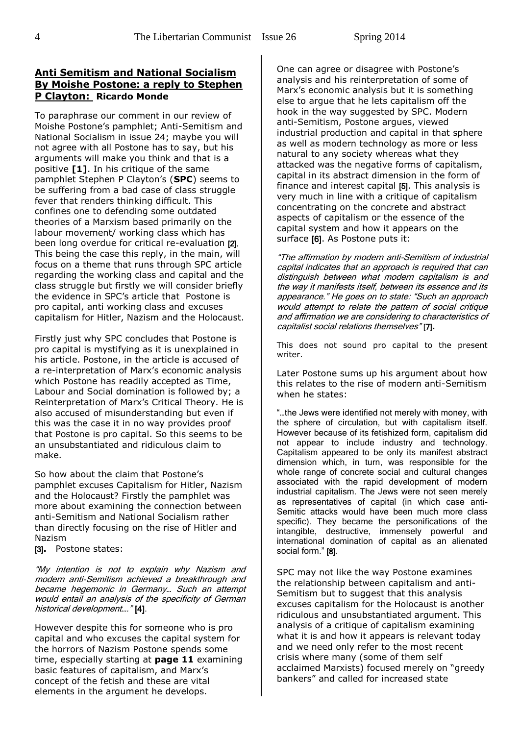## Anti Semitism and National Socialism By Moishe Postone: a reply to Stephen P Clayton: **Ricardo Monde**

To paraphrase our comment in our review of Moishe Postone's pamphlet; Anti-Semitism and National Socialism in issue 24; maybe you will not agree with all Postone has to say, but his arguments will make you think and that is a positive **[1]**. In his critique of the same pamphlet Stephen P Clayton's (**SPC**) seems to be suffering from a bad case of class struggle fever that renders thinking difficult. This confines one to defending some outdated theories of a Marxism based primarily on the labour movement/ working class which has been long overdue for critical re-evaluation **[2]**. This being the case this reply, in the main, will focus on a theme that runs through SPC article regarding the working class and capital and the class struggle but firstly we will consider briefly the evidence in SPC's article that Postone is pro capital, anti working class and excuses capitalism for Hitler, Nazism and the Holocaust.

Firstly just why SPC concludes that Postone is pro capital is mystifying as it is unexplained in his article. Postone, in the article is accused of a re-interpretation of Marx's economic analysis which Postone has readily accepted as Time, Labour and Social domination is followed by; a Reinterpretation of Marx's Critical Theory. He is also accused of misunderstanding but even if this was the case it in no way provides proof that Postone is pro capital. So this seems to be an unsubstantiated and ridiculous claim to make.

So how about the claim that Postone's pamphlet excuses Capitalism for Hitler, Nazism and the Holocaust? Firstly the pamphlet was more about examining the connection between anti-Semitism and National Socialism rather than directly focusing on the rise of Hitler and Nazism **[3]**. Postone states:

*"My intention is not to explain why Nazism and modern anti-Semitism achieved a breakthrough and became hegemonic in Germany… Such an attempt would entail an analysis of the specificity of German historical development…."* **[4]**.

However despite this for someone who is pro capital and who excuses the capital system for the horrors of Nazism Postone spends some time, especially starting at **page 11** examining basic features of capitalism, and Marx's concept of the fetish and these are vital elements in the argument he develops.

One can agree or disagree with Postone's analysis and his reinterpretation of some of Marx's economic analysis but it is something else to argue that he lets capitalism off the hook in the way suggested by SPC. Modern anti-Semitism, Postone argues, viewed industrial production and capital in that sphere as well as modern technology as more or less natural to any society whereas what they attacked was the negative forms of capitalism, capital in its abstract dimension in the form of finance and interest capital **[5]**. This analysis is very much in line with a critique of capitalism concentrating on the concrete and abstract aspects of capitalism or the essence of the capital system and how it appears on the surface **[6]**. As Postone puts it:

*"The affirmation by modern anti-Semitism of industrial capital indicates that an approach is required that can distinguish between what modern capitalism is and the way it manifests itself, between its essence and its appearance." He goes on to state: "Such an approach would attempt to relate the pattern of social critique and affirmation we are considering to characteristics of capitalist social relations themselves"* **[7]**.

This does not sound pro capital to the present writer.

Later Postone sums up his argument about how this relates to the rise of modern anti-Semitism when he states:

"…the Jews were identified not merely with money, with the sphere of circulation, but with capitalism itself. However because of its fetishized form, capitalism did not appear to include industry and technology. Capitalism appeared to be only its manifest abstract dimension which, in turn, was responsible for the whole range of concrete social and cultural changes associated with the rapid development of modern industrial capitalism. The Jews were not seen merely as representatives of capital (in which case anti-Semitic attacks would have been much more class specific). They became the personifications of the intangible, destructive, immensely powerful and international domination of capital as an alienated social form." **[8]**.

SPC may not like the way Postone examines the relationship between capitalism and anti-Semitism but to suggest that this analysis excuses capitalism for the Holocaust is another ridiculous and unsubstantiated argument. This analysis of a critique of capitalism examining what it is and how it appears is relevant today and we need only refer to the most recent crisis where many (some of them self acclaimed Marxists) focused merely on "greedy bankers" and called for increased state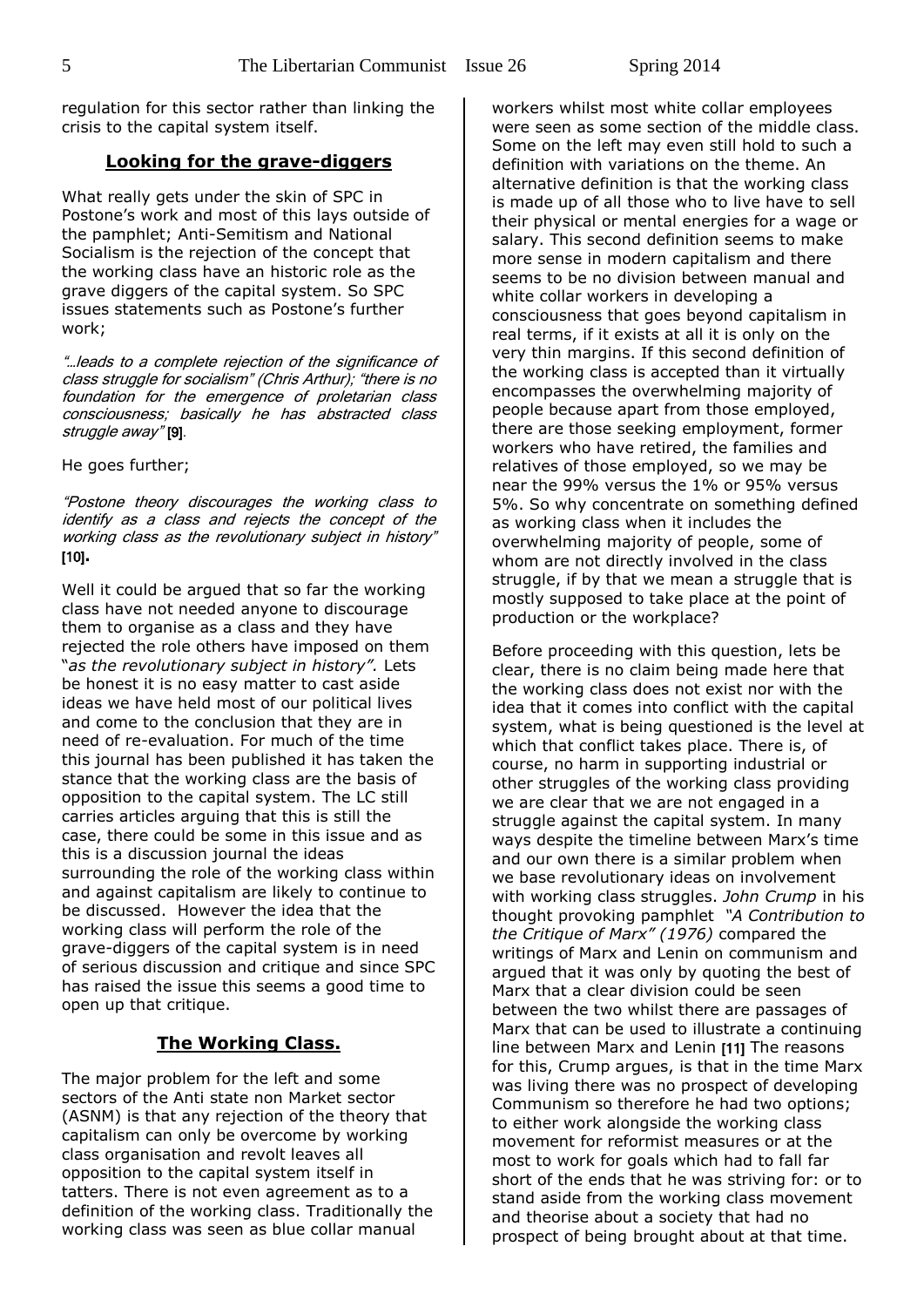regulation for this sector rather than linking the crisis to the capital system itself.

## Looking for the grave-diggers

What really gets under the skin of SPC in Postone's work and most of this lays outside of the pamphlet; Anti-Semitism and National Socialism is the rejection of the concept that the working class have an historic role as the grave diggers of the capital system. So SPC issues statements such as Postone's further work;

*"…leads to a complete rejection of the significance of class struggle for socialism" (Chris Arthur); "there is no foundation for the emergence of proletarian class consciousness; basically he has abstracted class struggle away"* **[9]**.

He goes further;

*"Postone theory discourages the working class to identify as a class and rejects the concept of the working class as the revolutionary subject in history"* **[10]**.

Well it could be argued that so far the working class have not needed anyone to discourage them to organise as a class and they have rejected the role others have imposed on them "*as the revolutionary subject in history".* Lets be honest it is no easy matter to cast aside ideas we have held most of our political lives and come to the conclusion that they are in need of re-evaluation. For much of the time this journal has been published it has taken the stance that the working class are the basis of opposition to the capital system. The LC still carries articles arguing that this is still the case, there could be some in this issue and as this is a discussion journal the ideas surrounding the role of the working class within and against capitalism are likely to continue to be discussed. However the idea that the working class will perform the role of the grave-diggers of the capital system is in need of serious discussion and critique and since SPC has raised the issue this seems a good time to open up that critique.

## The Working Class.

The major problem for the left and some sectors of the Anti state non Market sector (ASNM) is that any rejection of the theory that capitalism can only be overcome by working class organisation and revolt leaves all opposition to the capital system itself in tatters. There is not even agreement as to a definition of the working class. Traditionally the working class was seen as blue collar manual workers whilst most white collar employees were seen as some section of the middle class. Some on the left may even still hold to such a definition with variations on the theme. An alternative definition is that the working class is made up of all those who to live have to sell their physical or mental energies for a wage or salary. This second definition seems to make more sense in modern capitalism and there seems to be no division between manual and white collar workers in developing a consciousness that goes beyond capitalism in real terms, if it exists at all it is only on the very thin margins. If this second definition of the working class is accepted than it virtually encompasses the overwhelming majority of people because apart from those employed, there are those seeking employment, former workers who have retired, the families and relatives of those employed, so we may be near the 99% versus the 1% or 95% versus 5%. So why concentrate on something defined as working class when it includes the overwhelming majority of people, some of whom are not directly involved in the class struggle, if by that we mean a struggle that is mostly supposed to take place at the point of production or the workplace?

Before proceeding with this question, lets be clear, there is no claim being made here that the working class does not exist nor with the idea that it comes into conflict with the capital system, what is being questioned is the level at which that conflict takes place. There is, of course, no harm in supporting industrial or other struggles of the working class providing we are clear that we are not engaged in a struggle against the capital system. In many ways despite the timeline between Marx's time and our own there is a similar problem when we base revolutionary ideas on involvement with working class struggles. *John Crump* in his thought provoking pamphlet *"A Contribution to the Critique of Marx" (1976)* compared the writings of Marx and Lenin on communism and argued that it was only by quoting the best of Marx that a clear division could be seen between the two whilst there are passages of Marx that can be used to illustrate a continuing line between Marx and Lenin **[11]** The reasons for this, Crump argues, is that in the time Marx was living there was no prospect of developing Communism so therefore he had two options; to either work alongside the working class movement for reformist measures or at the most to work for goals which had to fall far short of the ends that he was striving for: or to stand aside from the working class movement and theorise about a society that had no prospect of being brought about at that time.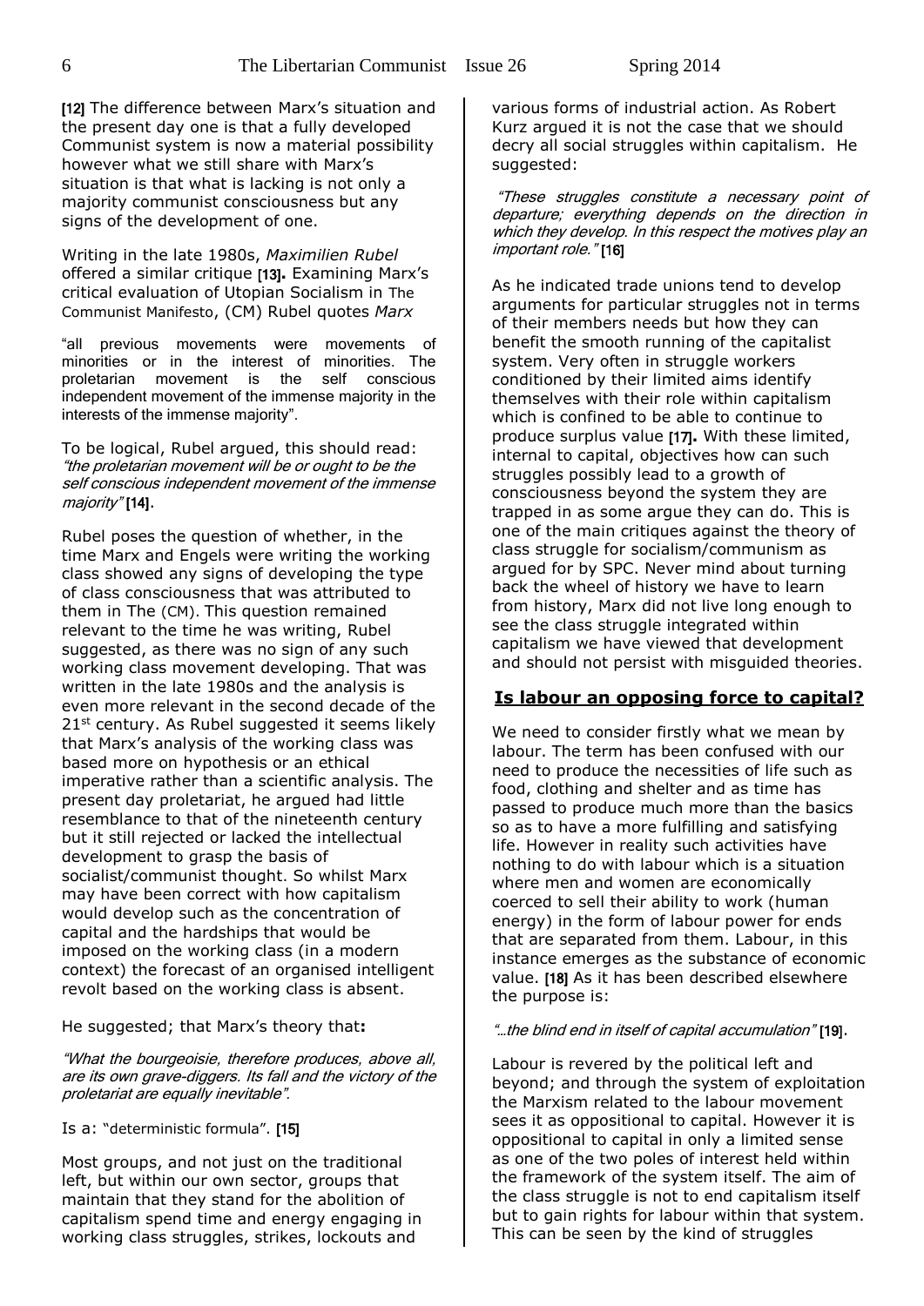[12] The difference between Marx's situation and the present day one is that a fully developed Communist system is now a material possibility however what we still share with Marx's situation is that what is lacking is not only a majority communist consciousness but any signs of the development of one.

Writing in the late 1980s, *Maximilien Rubel* offered a similar critique [13]. Examining Marx's critical evaluation of Utopian Socialism in The Communist Manifesto, (CM) Rubel quotes *Marx*

"all previous movements were movements of minorities or in the interest of minorities. The proletarian movement is the self conscious independent movement of the immense majority in the interests of the immense majority".

To be logical, Rubel argued, this should read: *"the proletarian movement will be or ought to be the self conscious independent movement of the immense majority"* [14].

Rubel poses the question of whether, in the time Marx and Engels were writing the working class showed any signs of developing the type of class consciousness that was attributed to them in The (CM). This question remained relevant to the time he was writing, Rubel suggested, as there was no sign of any such working class movement developing. That was written in the late 1980s and the analysis is even more relevant in the second decade of the 21st century. As Rubel suggested it seems likely that Marx's analysis of the working class was based more on hypothesis or an ethical imperative rather than a scientific analysis. The present day proletariat, he argued had little resemblance to that of the nineteenth century but it still rejected or lacked the intellectual development to grasp the basis of socialist/communist thought. So whilst Marx may have been correct with how capitalism would develop such as the concentration of capital and the hardships that would be imposed on the working class (in a modern context) the forecast of an organised intelligent revolt based on the working class is absent.

He suggested; that Marx's theory that**:**

*"What the bourgeoisie, therefore produces, above all, are its own grave-diggers. Its fall and the victory of the proletariat are equally inevitable".*

Is a: "deterministic formula". [15]

Most groups, and not just on the traditional left, but within our own sector, groups that maintain that they stand for the abolition of capitalism spend time and energy engaging in working class struggles, strikes, lockouts and various forms of industrial action. As Robert Kurz argued it is not the case that we should decry all social struggles within capitalism. He suggested:

*"These struggles constitute a necessary point of departure; everything depends on the direction in which they develop. In this respect the motives play an important role."* [16]

As he indicated trade unions tend to develop arguments for particular struggles not in terms of their members needs but how they can benefit the smooth running of the capitalist system. Very often in struggle workers conditioned by their limited aims identify themselves with their role within capitalism which is confined to be able to continue to produce surplus value [17]. With these limited, internal to capital, objectives how can such struggles possibly lead to a growth of consciousness beyond the system they are trapped in as some argue they can do. This is one of the main critiques against the theory of class struggle for socialism/communism as argued for by SPC. Never mind about turning back the wheel of history we have to learn from history, Marx did not live long enough to see the class struggle integrated within capitalism we have viewed that development and should not persist with misguided theories.

## Is labour an opposing force to capital?

We need to consider firstly what we mean by labour. The term has been confused with our need to produce the necessities of life such as food, clothing and shelter and as time has passed to produce much more than the basics so as to have a more fulfilling and satisfying life. However in reality such activities have nothing to do with labour which is a situation where men and women are economically coerced to sell their ability to work (human energy) in the form of labour power for ends that are separated from them. Labour, in this instance emerges as the substance of economic value. [18] As it has been described elsewhere the purpose is:

*"…the blind end in itself of capital accumulation"* [19].

Labour is revered by the political left and beyond; and through the system of exploitation the Marxism related to the labour movement sees it as oppositional to capital. However it is oppositional to capital in only a limited sense as one of the two poles of interest held within the framework of the system itself. The aim of the class struggle is not to end capitalism itself but to gain rights for labour within that system. This can be seen by the kind of struggles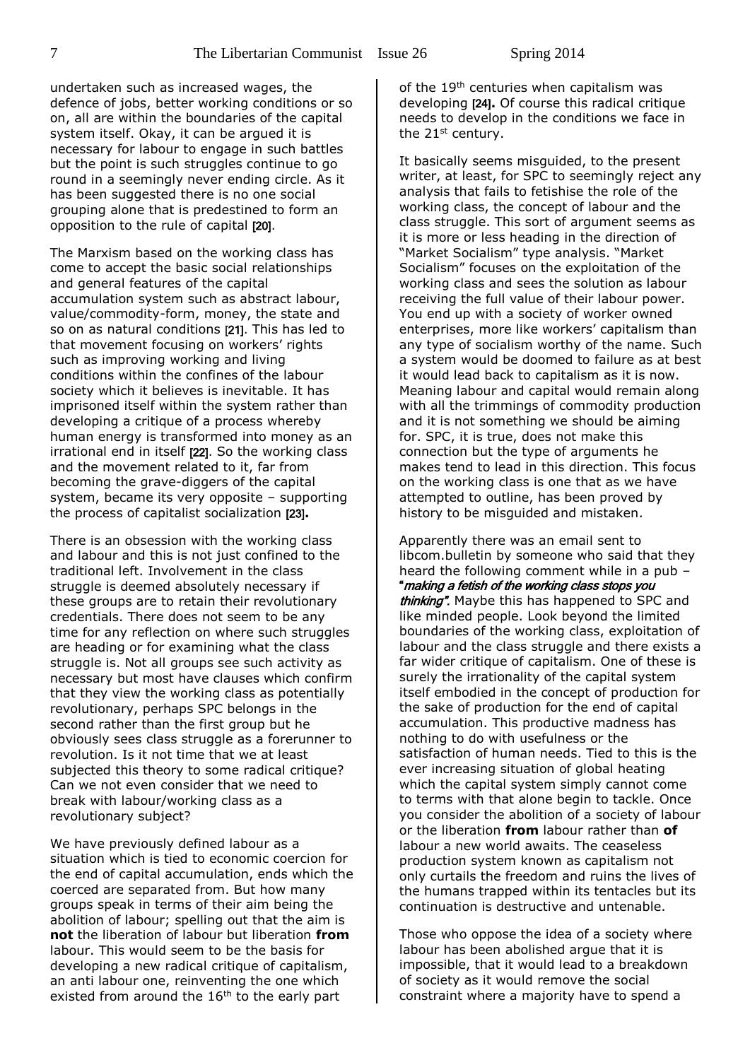undertaken such as increased wages, the defence of jobs, better working conditions or so on, all are within the boundaries of the capital system itself. Okay, it can be argued it is necessary for labour to engage in such battles but the point is such struggles continue to go round in a seemingly never ending circle. As it has been suggested there is no one social grouping alone that is predestined to form an opposition to the rule of capital [20].

The Marxism based on the working class has come to accept the basic social relationships and general features of the capital accumulation system such as abstract labour, value/commodity-form, money, the state and so on as natural conditions [21]. This has led to that movement focusing on workers' rights such as improving working and living conditions within the confines of the labour society which it believes is inevitable. It has imprisoned itself within the system rather than developing a critique of a process whereby human energy is transformed into money as an irrational end in itself [22]. So the working class and the movement related to it, far from becoming the grave-diggers of the capital system, became its very opposite – supporting the process of capitalist socialization [23].

There is an obsession with the working class and labour and this is not just confined to the traditional left. Involvement in the class struggle is deemed absolutely necessary if these groups are to retain their revolutionary credentials. There does not seem to be any time for any reflection on where such struggles are heading or for examining what the class struggle is. Not all groups see such activity as necessary but most have clauses which confirm that they view the working class as potentially revolutionary, perhaps SPC belongs in the second rather than the first group but he obviously sees class struggle as a forerunner to revolution. Is it not time that we at least subjected this theory to some radical critique? Can we not even consider that we need to break with labour/working class as a revolutionary subject?

We have previously defined labour as a situation which is tied to economic coercion for the end of capital accumulation, ends which the coerced are separated from. But how many groups speak in terms of their aim being the abolition of labour; spelling out that the aim is **not** the liberation of labour but liberation **from** labour. This would seem to be the basis for developing a new radical critique of capitalism, an anti labour one, reinventing the one which existed from around the 16th to the early part of the 19th centuries when capitalism was developing [24]. Of course this radical critique needs to develop in the conditions we face in the 21st century.

It basically seems misguided, to the present writer, at least, for SPC to seemingly reject any analysis that fails to fetishise the role of the working class, the concept of labour and the class struggle. This sort of argument seems as it is more or less heading in the direction of "Market Socialism" type analysis. "Market Socialism" focuses on the exploitation of the working class and sees the solution as labour receiving the full value of their labour power. You end up with a society of worker owned enterprises, more like workers' capitalism than any type of socialism worthy of the name. Such a system would be doomed to failure as at best it would lead back to capitalism as it is now. Meaning labour and capital would remain along with all the trimmings of commodity production and it is not something we should be aiming for. SPC, it is true, does not make this connection but the type of arguments he makes tend to lead in this direction. This focus on the working class is one that as we have attempted to outline, has been proved by history to be misguided and mistaken.

Apparently there was an email sent to libcom.bulletin by someone who said that they heard the following comment while in a pub – "*making a fetish of the working class stops you thinking".* Maybe this has happened to SPC and like minded people. Look beyond the limited boundaries of the working class, exploitation of labour and the class struggle and there exists a far wider critique of capitalism. One of these is surely the irrationality of the capital system itself embodied in the concept of production for the sake of production for the end of capital accumulation. This productive madness has nothing to do with usefulness or the satisfaction of human needs. Tied to this is the ever increasing situation of global heating which the capital system simply cannot come to terms with that alone begin to tackle. Once you consider the abolition of a society of labour or the liberation **from** labour rather than **of** labour a new world awaits. The ceaseless production system known as capitalism not only curtails the freedom and ruins the lives of the humans trapped within its tentacles but its continuation is destructive and untenable.

Those who oppose the idea of a society where labour has been abolished argue that it is impossible, that it would lead to a breakdown of society as it would remove the social constraint where a majority have to spend a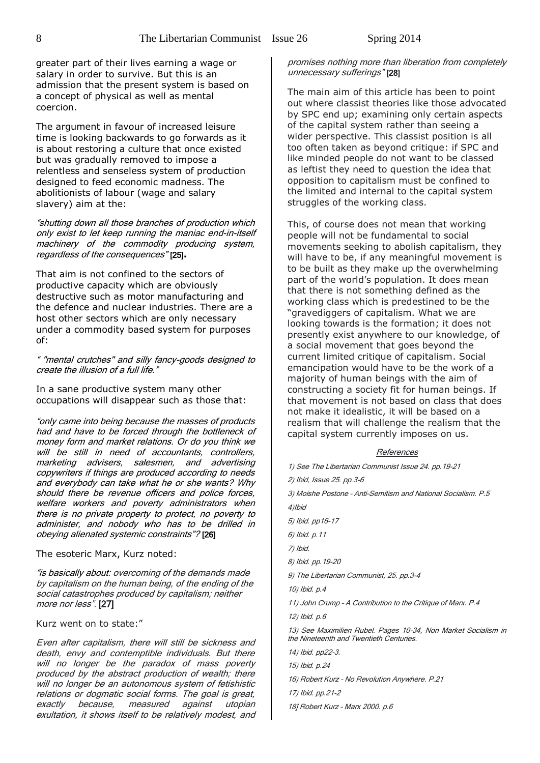greater part of their lives earning a wage or salary in order to survive. But this is an admission that the present system is based on a concept of physical as well as mental coercion.

The argument in favour of increased leisure time is looking backwards to go forwards as it is about restoring a culture that once existed but was gradually removed to impose a relentless and senseless system of production designed to feed economic madness. The abolitionists of labour (wage and salary slavery) aim at the:

*"shutting down all those branches of production which only exist to let keep running the maniac end-in-itself machinery of the commodity producing system, regardless of the consequences"* [25].

That aim is not confined to the sectors of productive capacity which are obviously destructive such as motor manufacturing and the defence and nuclear industries. There are a host other sectors which are only necessary under a commodity based system for purposes of:

*" "mental crutches" and silly fancy-goods designed to create the illusion of a full life."*

In a sane productive system many other occupations will disappear such as those that:

*"only came into being because the masses of products had and have to be forced through the bottleneck of money form and market relations. Or do you think we will be still in need of accountants, controllers, marketing advisers, salesmen, and advertising copywriters if things are produced according to needs and everybody can take what he or she wants? Why should there be revenue officers and police forces, welfare workers and poverty administrators when there is no private property to protect, no poverty to administer, and nobody who has to be drilled in obeying alienated systemic constraints"?* [26]

The esoteric Marx, Kurz noted:

*"is basically about: overcoming of the demands made by capitalism on the human being, of the ending of the social catastrophes produced by capitalism; neither more nor less".* [27]

Kurz went on to state:"

*Even after capitalism, there will still be sickness and death, envy and contemptible individuals. But there will no longer be the paradox of mass poverty produced by the abstract production of wealth; there will no longer be an autonomous system of fetishistic relations or dogmatic social forms. The goal is great, exactly because, measured against utopian exultation, it shows itself to be relatively modest, and promises nothing more than liberation from completely unnecessary sufferings"* [28]

The main aim of this article has been to point out where classist theories like those advocated by SPC end up; examining only certain aspects of the capital system rather than seeing a wider perspective. This classist position is all too often taken as beyond critique: if SPC and like minded people do not want to be classed as leftist they need to question the idea that opposition to capitalism must be confined to the limited and internal to the capital system struggles of the working class.

This, of course does not mean that working people will not be fundamental to social movements seeking to abolish capitalism, they will have to be, if any meaningful movement is to be built as they make up the overwhelming part of the world's population. It does mean that there is not something defined as the working class which is predestined to be the "gravediggers of capitalism. What we are looking towards is the formation; it does not presently exist anywhere to our knowledge, of a social movement that goes beyond the current limited critique of capitalism. Social emancipation would have to be the work of a majority of human beings with the aim of constructing a society fit for human beings. If that movement is not based on class that does not make it idealistic, it will be based on a realism that will challenge the realism that the capital system currently imposes on us.

## References

1) See The Libertarian Communist Issue 24. pp.19-21

2) Ibid, Issue 25. pp.3-6

3) Moishe Postone - Anti-Semitism and National Socialism. P.5

4)Ibid

5) Ibid. pp16-17

6) Ibid. p.11

7) Ibid.

8) Ibid. pp.19-20

9) The Libertarian Communist, 25. pp.3-4

10) Ibid. p.4

11) John Crump - A Contribution to the Critique of Marx. P.4

12) Ibid. p.6

13) See Maximilien Rubel. Pages 10-34, Non Market Socialism in the Nineteenth and Twentieth Centuries.

14) Ibid. pp22-3.

15) Ibid. p.24

16) Robert Kurz - No Revolution Anywhere. P.21

17) Ibid. pp.21-2

18] Robert Kurz - Marx 2000. p.6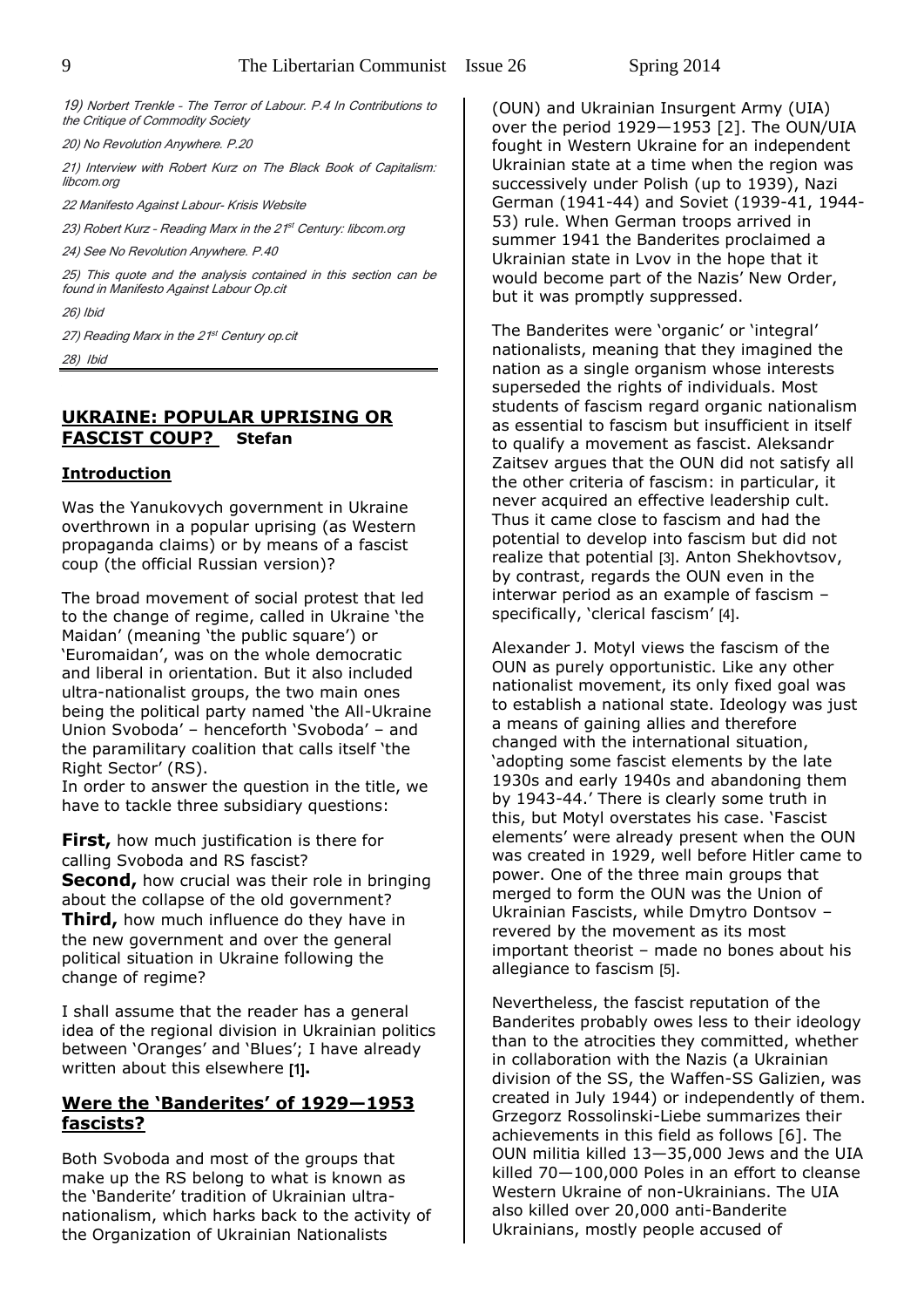*19) Norbert Trenkle - The Terror of Labour. P.4 In Contributions to the Critique of Commodity Society*

*20) No Revolution Anywhere. P.20*

*21) Interview with Robert Kurz on The Black Book of Capitalism: libcom.org*

*22 Manifesto Against Labour- Krisis Website*

*23) Robert Kurz - Reading Marx in the 21st Century: libcom.org*

*24) See No Revolution Anywhere. P.40*

*25) This quote and the analysis contained in this section can be found in Manifesto Against Labour Op.cit*

*26) Ibid*

*27) Reading Marx in the 21st Century op.cit*

*28) Ibid*

## UKRAINE: POPULAR UPRISING OR FASCIST COUP? **Stefan**

### Introduction

Was the Yanukovych government in Ukraine overthrown in a popular uprising (as Western propaganda claims) or by means of a fascist coup (the official Russian version)?

The broad movement of social protest that led to the change of regime, called in Ukraine 'the Maidan' (meaning 'the public square') or 'Euromaidan', was on the whole democratic and liberal in orientation. But it also included ultra-nationalist groups, the two main ones being the political party named 'the All-Ukraine Union Svoboda' – henceforth 'Svoboda' – and the paramilitary coalition that calls itself 'the Right Sector' (RS).

In order to answer the question in the title, we have to tackle three subsidiary questions:

**First,** how much justification is there for calling Svoboda and RS fascist?
**Second,** how crucial was their role in bringing about the collapse of the old government?
**Third,** how much influence do they have in the new government and over the general political situation in Ukraine following the change of regime?

I shall assume that the reader has a general idea of the regional division in Ukrainian politics between 'Oranges' and 'Blues'; I have already written about this elsewhere **[1].**

### Were the 'Banderites' of 1929—1953 fascists?

Both Svoboda and most of the groups that make up the RS belong to what is known as the 'Banderite' tradition of Ukrainian ultra-nationalism, which harks back to the activity of the Organization of Ukrainian Nationalists (OUN) and Ukrainian Insurgent Army (UIA) over the period 1929—1953 [2]. The OUN/UIA fought in Western Ukraine for an independent Ukrainian state at a time when the region was successively under Polish (up to 1939), Nazi German (1941-44) and Soviet (1939-41, 1944-53) rule. When German troops arrived in summer 1941 the Banderites proclaimed a Ukrainian state in Lvov in the hope that it would become part of the Nazis' New Order, but it was promptly suppressed.

The Banderites were 'organic' or 'integral' nationalists, meaning that they imagined the nation as a single organism whose interests superseded the rights of individuals. Most students of fascism regard organic nationalism as essential to fascism but insufficient in itself to qualify a movement as fascist. Aleksandr Zaitsev argues that the OUN did not satisfy all the other criteria of fascism: in particular, it never acquired an effective leadership cult. Thus it came close to fascism and had the potential to develop into fascism but did not realize that potential [3]. Anton Shekhovtsov, by contrast, regards the OUN even in the interwar period as an example of fascism – specifically, 'clerical fascism' [4].

Alexander J. Motyl views the fascism of the OUN as purely opportunistic. Like any other nationalist movement, its only fixed goal was to establish a national state. Ideology was just a means of gaining allies and therefore changed with the international situation, 'adopting some fascist elements by the late 1930s and early 1940s and abandoning them by 1943-44.' There is clearly some truth in this, but Motyl overstates his case. 'Fascist elements' were already present when the OUN was created in 1929, well before Hitler came to power. One of the three main groups that merged to form the OUN was the Union of Ukrainian Fascists, while Dmytro Dontsov – revered by the movement as its most important theorist – made no bones about his allegiance to fascism [5].

Nevertheless, the fascist reputation of the Banderites probably owes less to their ideology than to the atrocities they committed, whether in collaboration with the Nazis (a Ukrainian division of the SS, the Waffen-SS Galizien, was created in July 1944) or independently of them. Grzegorz Rossolinski-Liebe summarizes their achievements in this field as follows [6]. The OUN militia killed 13—35,000 Jews and the UIA killed 70—100,000 Poles in an effort to cleanse Western Ukraine of non-Ukrainians. The UIA also killed over 20,000 anti-Banderite Ukrainians, mostly people accused of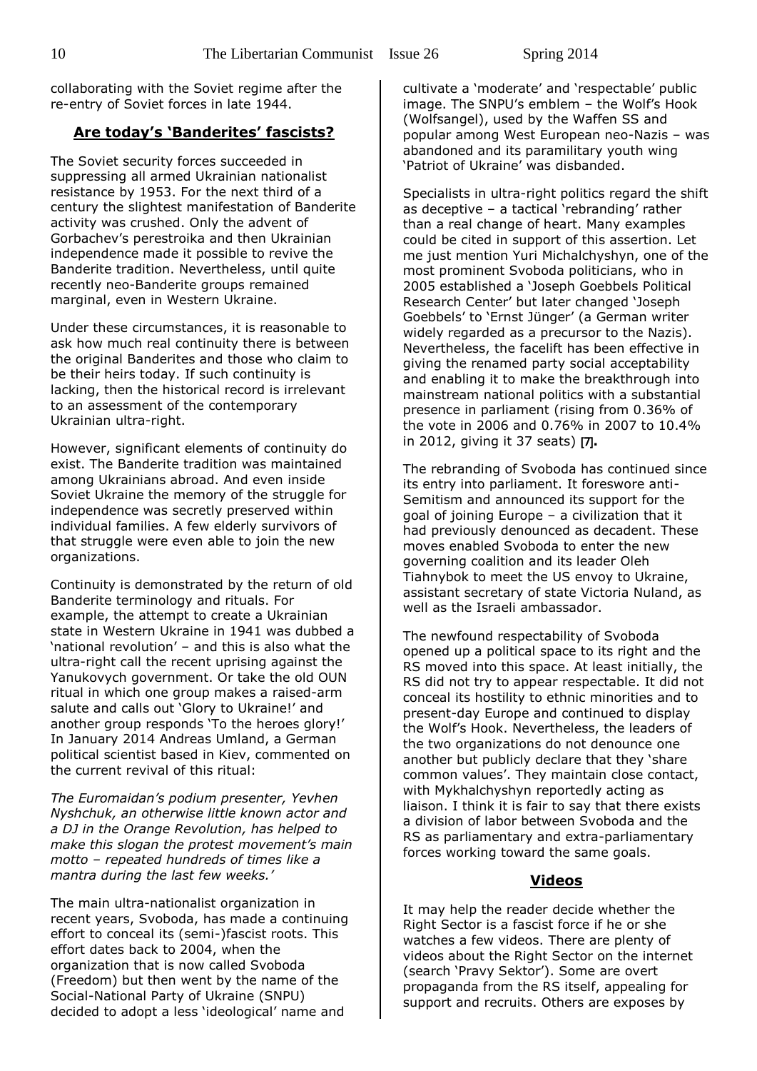collaborating with the Soviet regime after the re-entry of Soviet forces in late 1944.

## Are today's 'Banderites' fascists?

The Soviet security forces succeeded in suppressing all armed Ukrainian nationalist resistance by 1953. For the next third of a century the slightest manifestation of Banderite activity was crushed. Only the advent of Gorbachev's perestroika and then Ukrainian independence made it possible to revive the Banderite tradition. Nevertheless, until quite recently neo-Banderite groups remained marginal, even in Western Ukraine.

Under these circumstances, it is reasonable to ask how much real continuity there is between the original Banderites and those who claim to be their heirs today. If such continuity is lacking, then the historical record is irrelevant to an assessment of the contemporary Ukrainian ultra-right.

However, significant elements of continuity do exist. The Banderite tradition was maintained among Ukrainians abroad. And even inside Soviet Ukraine the memory of the struggle for independence was secretly preserved within individual families. A few elderly survivors of that struggle were even able to join the new organizations.

Continuity is demonstrated by the return of old Banderite terminology and rituals. For example, the attempt to create a Ukrainian state in Western Ukraine in 1941 was dubbed a 'national revolution' – and this is also what the ultra-right call the recent uprising against the Yanukovych government. Or take the old OUN ritual in which one group makes a raised-arm salute and calls out 'Glory to Ukraine!' and another group responds 'To the heroes glory!' In January 2014 Andreas Umland, a German political scientist based in Kiev, commented on the current revival of this ritual:

*The Euromaidan's podium presenter, Yevhen Nyshchuk, an otherwise little known actor and a DJ in the Orange Revolution, has helped to make this slogan the protest movement's main motto – repeated hundreds of times like a mantra during the last few weeks.'*

The main ultra-nationalist organization in recent years, Svoboda, has made a continuing effort to conceal its (semi-)fascist roots. This effort dates back to 2004, when the organization that is now called Svoboda (Freedom) but then went by the name of the Social-National Party of Ukraine (SNPU) decided to adopt a less 'ideological' name and cultivate a 'moderate' and 'respectable' public image. The SNPU's emblem – the Wolf's Hook (Wolfsangel), used by the Waffen SS and popular among West European neo-Nazis – was abandoned and its paramilitary youth wing 'Patriot of Ukraine' was disbanded.

Specialists in ultra-right politics regard the shift as deceptive – a tactical 'rebranding' rather than a real change of heart. Many examples could be cited in support of this assertion. Let me just mention Yuri Michalchyshyn, one of the most prominent Svoboda politicians, who in 2005 established a 'Joseph Goebbels Political Research Center' but later changed 'Joseph Goebbels' to 'Ernst Jünger' (a German writer widely regarded as a precursor to the Nazis). Nevertheless, the facelift has been effective in giving the renamed party social acceptability and enabling it to make the breakthrough into mainstream national politics with a substantial presence in parliament (rising from 0.36% of the vote in 2006 and 0.76% in 2007 to 10.4% in 2012, giving it 37 seats) **[7].**

The rebranding of Svoboda has continued since its entry into parliament. It foreswore anti-Semitism and announced its support for the goal of joining Europe – a civilization that it had previously denounced as decadent. These moves enabled Svoboda to enter the new governing coalition and its leader Oleh Tiahnybok to meet the US envoy to Ukraine, assistant secretary of state Victoria Nuland, as well as the Israeli ambassador.

The newfound respectability of Svoboda opened up a political space to its right and the RS moved into this space. At least initially, the RS did not try to appear respectable. It did not conceal its hostility to ethnic minorities and to present-day Europe and continued to display the Wolf's Hook. Nevertheless, the leaders of the two organizations do not denounce one another but publicly declare that they 'share common values'. They maintain close contact, with Mykhalchyshyn reportedly acting as liaison. I think it is fair to say that there exists a division of labor between Svoboda and the RS as parliamentary and extra-parliamentary forces working toward the same goals.

## Videos

It may help the reader decide whether the Right Sector is a fascist force if he or she watches a few videos. There are plenty of videos about the Right Sector on the internet (search 'Pravy Sektor'). Some are overt propaganda from the RS itself, appealing for support and recruits. Others are exposes by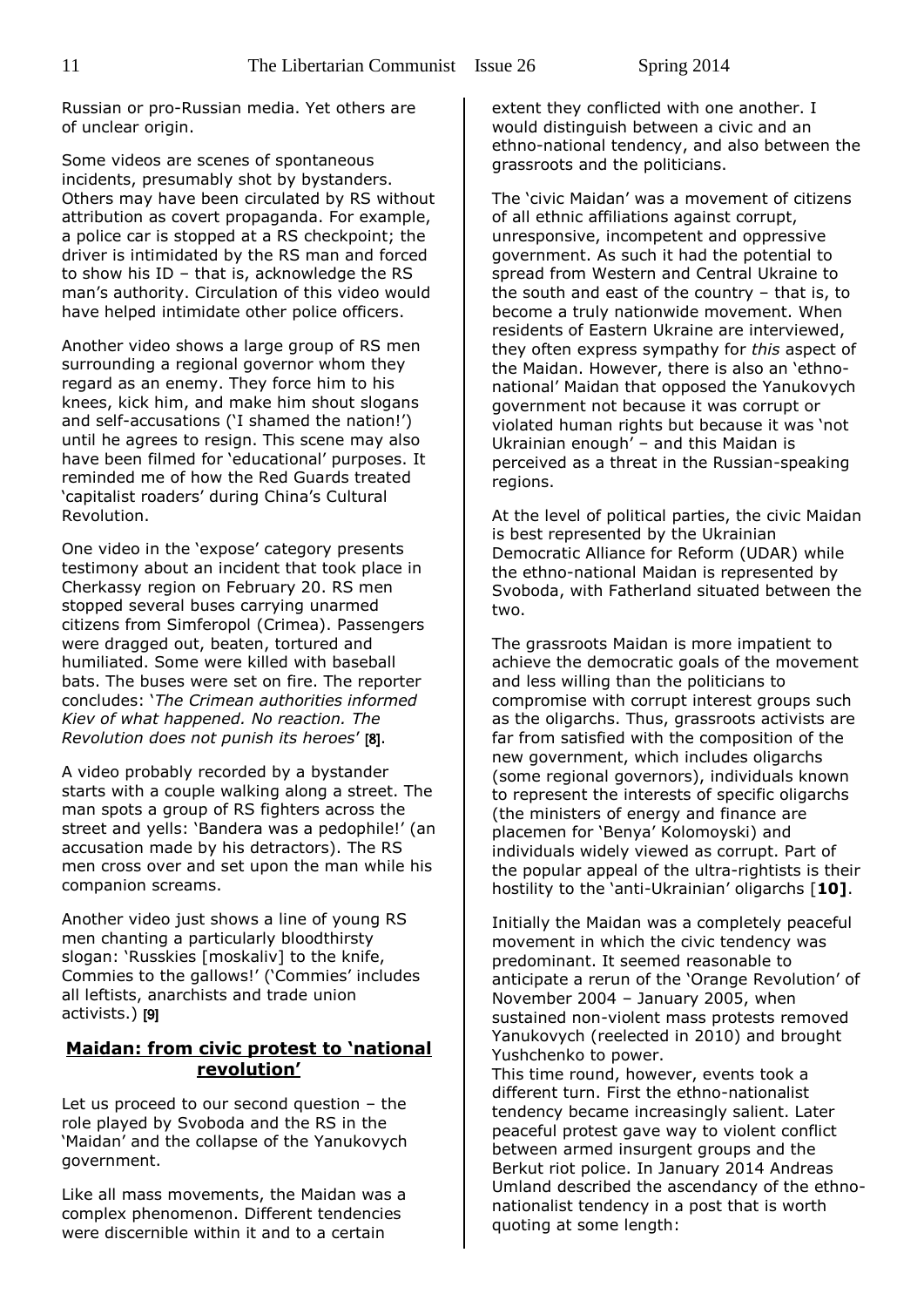Russian or pro-Russian media. Yet others are of unclear origin.

Some videos are scenes of spontaneous incidents, presumably shot by bystanders. Others may have been circulated by RS without attribution as covert propaganda. For example, a police car is stopped at a RS checkpoint; the driver is intimidated by the RS man and forced to show his ID – that is, acknowledge the RS man's authority. Circulation of this video would have helped intimidate other police officers.

Another video shows a large group of RS men surrounding a regional governor whom they regard as an enemy. They force him to his knees, kick him, and make him shout slogans and self-accusations ('I shamed the nation!') until he agrees to resign. This scene may also have been filmed for 'educational' purposes. It reminded me of how the Red Guards treated 'capitalist roaders' during China's Cultural Revolution.

One video in the 'expose' category presents testimony about an incident that took place in Cherkassy region on February 20. RS men stopped several buses carrying unarmed citizens from Simferopol (Crimea). Passengers were dragged out, beaten, tortured and humiliated. Some were killed with baseball bats. The buses were set on fire. The reporter concludes: '*The Crimean authorities informed Kiev of what happened. No reaction. The Revolution does not punish its heroes*' **[8]**.

A video probably recorded by a bystander starts with a couple walking along a street. The man spots a group of RS fighters across the street and yells: 'Bandera was a pedophile!' (an accusation made by his detractors). The RS men cross over and set upon the man while his companion screams.

Another video just shows a line of young RS men chanting a particularly bloodthirsty slogan: 'Russkies [moskaliv] to the knife, Commies to the gallows!' ('Commies' includes all leftists, anarchists and trade union activists.) **[9]**

## Maidan: from civic protest to 'national revolution'

Let us proceed to our second question – the role played by Svoboda and the RS in the 'Maidan' and the collapse of the Yanukovych government.

Like all mass movements, the Maidan was a complex phenomenon. Different tendencies were discernible within it and to a certain extent they conflicted with one another. I would distinguish between a civic and an ethno-national tendency, and also between the grassroots and the politicians.

The 'civic Maidan' was a movement of citizens of all ethnic affiliations against corrupt, unresponsive, incompetent and oppressive government. As such it had the potential to spread from Western and Central Ukraine to the south and east of the country – that is, to become a truly nationwide movement. When residents of Eastern Ukraine are interviewed, they often express sympathy for *this* aspect of the Maidan. However, there is also an 'ethno-national' Maidan that opposed the Yanukovych government not because it was corrupt or violated human rights but because it was 'not Ukrainian enough' – and this Maidan is perceived as a threat in the Russian-speaking regions.

At the level of political parties, the civic Maidan is best represented by the Ukrainian Democratic Alliance for Reform (UDAR) while the ethno-national Maidan is represented by Svoboda, with Fatherland situated between the two.

The grassroots Maidan is more impatient to achieve the democratic goals of the movement and less willing than the politicians to compromise with corrupt interest groups such as the oligarchs. Thus, grassroots activists are far from satisfied with the composition of the new government, which includes oligarchs (some regional governors), individuals known to represent the interests of specific oligarchs (the ministers of energy and finance are placemen for 'Benya' Kolomoyski) and individuals widely viewed as corrupt. Part of the popular appeal of the ultra-rightists is their hostility to the 'anti-Ukrainian' oligarchs [**10]**.

Initially the Maidan was a completely peaceful movement in which the civic tendency was predominant. It seemed reasonable to anticipate a rerun of the 'Orange Revolution' of November 2004 – January 2005, when sustained non-violent mass protests removed Yanukovych (reelected in 2010) and brought Yushchenko to power.

This time round, however, events took a different turn. First the ethno-nationalist tendency became increasingly salient. Later peaceful protest gave way to violent conflict between armed insurgent groups and the Berkut riot police. In January 2014 Andreas Umland described the ascendancy of the ethno-nationalist tendency in a post that is worth quoting at some length: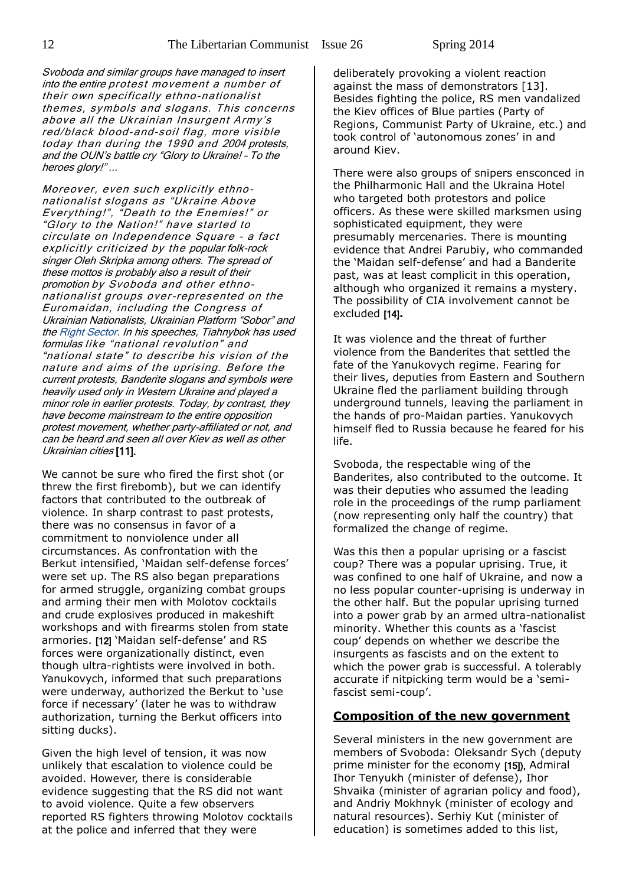*Svoboda and similar groups have managed to insert into the entire protest movement a number of their own specifically ethno-nationalist themes, symbols and slogans. This concerns above all the Ukrainian Insurgent Army's red/black blood-and-soil flag, more visible today than during the 1990 and 2004 protests, and the OUN's battle cry "Glory to Ukraine! - To the heroes glory!" ...*

*Moreover, even such explicitly ethno-nationalist slogans as "Ukraine Above Everything!", "Death to the Enemies!" or "Glory to the Nation!" have started to circulate on Independence Square - a fact explicitly criticized by the popular folk-rock singer Oleh Skripka among others. The spread of these mottos is probably also a result of their promotion by Svoboda and other ethno-nationalist groups over-represented on the Euromaidan, including the Congress of Ukrainian Nationalists, Ukrainian Platform "Sobor" and the Right Sector. In his speeches, Tiahnybok has used formulas like "national revolution" and "national state" to describe his vision of the nature and aims of the uprising. Before the current protests, Banderite slogans and symbols were heavily used only in Western Ukraine and played a minor role in earlier protests. Today, by contrast, they have become mainstream to the entire opposition protest movement, whether party-affiliated or not, and can be heard and seen all over Kiev as well as other Ukrainian cities* [11].

We cannot be sure who fired the first shot (or threw the first firebomb), but we can identify factors that contributed to the outbreak of violence. In sharp contrast to past protests, there was no consensus in favor of a commitment to nonviolence under all circumstances. As confrontation with the Berkut intensified, 'Maidan self-defense forces' were set up. The RS also began preparations for armed struggle, organizing combat groups and arming their men with Molotov cocktails and crude explosives produced in makeshift workshops and with firearms stolen from state armories. [12] 'Maidan self-defense' and RS forces were organizationally distinct, even though ultra-rightists were involved in both. Yanukovych, informed that such preparations were underway, authorized the Berkut to 'use force if necessary' (later he was to withdraw authorization, turning the Berkut officers into sitting ducks).

Given the high level of tension, it was now unlikely that escalation to violence could be avoided. However, there is considerable evidence suggesting that the RS did not want to avoid violence. Quite a few observers reported RS fighters throwing Molotov cocktails at the police and inferred that they were deliberately provoking a violent reaction against the mass of demonstrators [13]. Besides fighting the police, RS men vandalized the Kiev offices of Blue parties (Party of Regions, Communist Party of Ukraine, etc.) and took control of 'autonomous zones' in and around Kiev.

There were also groups of snipers ensconced in the Philharmonic Hall and the Ukraina Hotel who targeted both protestors and police officers. As these were skilled marksmen using sophisticated equipment, they were presumably mercenaries. There is mounting evidence that Andrei Parubiy, who commanded the 'Maidan self-defense' and had a Banderite past, was at least complicit in this operation, although who organized it remains a mystery. The possibility of CIA involvement cannot be excluded [14].

It was violence and the threat of further violence from the Banderites that settled the fate of the Yanukovych regime. Fearing for their lives, deputies from Eastern and Southern Ukraine fled the parliament building through underground tunnels, leaving the parliament in the hands of pro-Maidan parties. Yanukovych himself fled to Russia because he feared for his life.

Svoboda, the respectable wing of the Banderites, also contributed to the outcome. It was their deputies who assumed the leading role in the proceedings of the rump parliament (now representing only half the country) that formalized the change of regime.

Was this then a popular uprising or a fascist coup? There was a popular uprising. True, it was confined to one half of Ukraine, and now a no less popular counter-uprising is underway in the other half. But the popular uprising turned into a power grab by an armed ultra-nationalist minority. Whether this counts as a 'fascist coup' depends on whether we describe the insurgents as fascists and on the extent to which the power grab is successful. A tolerably accurate if nitpicking term would be a 'semi-fascist semi-coup'.

## Composition of the new government

Several ministers in the new government are members of Svoboda: Oleksandr Sych (deputy prime minister for the economy [15]), Admiral Ihor Tenyukh (minister of defense), Ihor Shvaika (minister of agrarian policy and food), and Andriy Mokhnyk (minister of ecology and natural resources). Serhiy Kut (minister of education) is sometimes added to this list,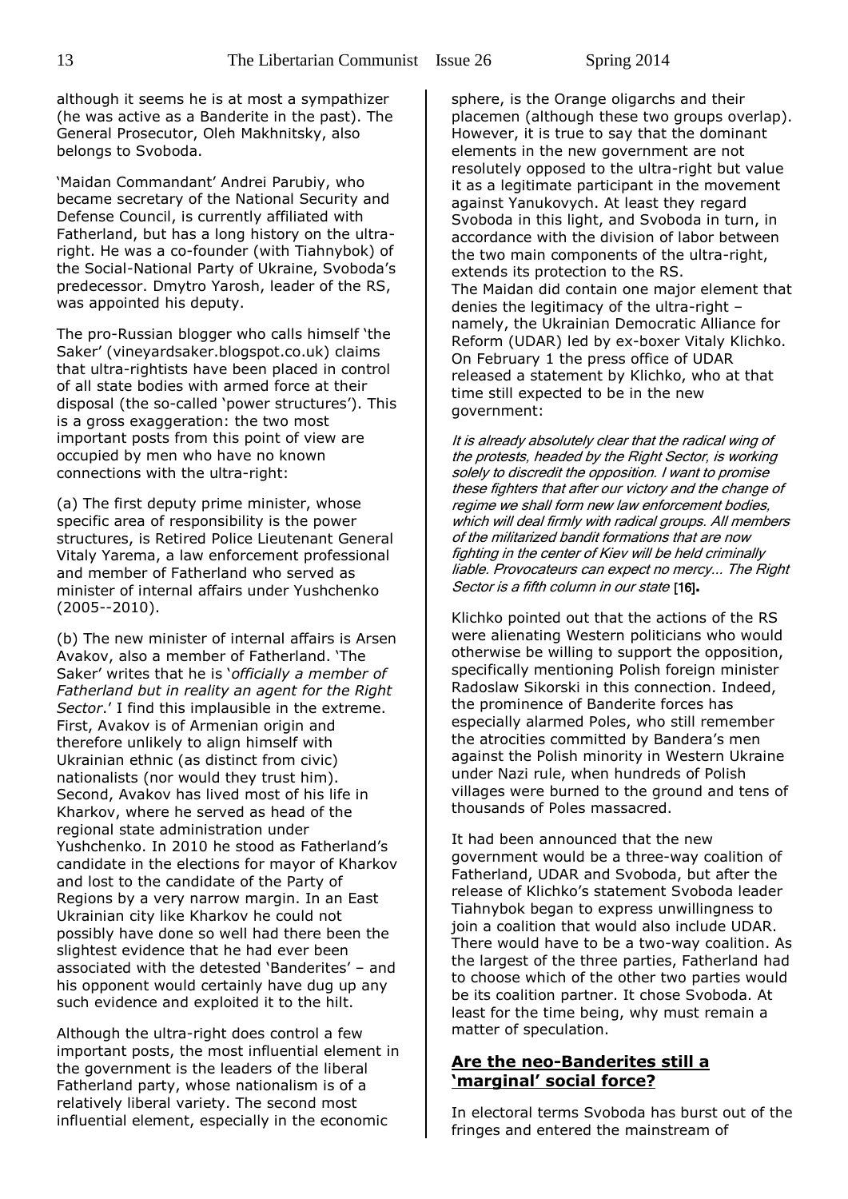although it seems he is at most a sympathizer (he was active as a Banderite in the past). The General Prosecutor, Oleh Makhnitsky, also belongs to Svoboda.

'Maidan Commandant' Andrei Parubiy, who became secretary of the National Security and Defense Council, is currently affiliated with Fatherland, but has a long history on the ultra-right. He was a co-founder (with Tiahnybok) of the Social-National Party of Ukraine, Svoboda's predecessor. Dmytro Yarosh, leader of the RS, was appointed his deputy.

The pro-Russian blogger who calls himself 'the Saker' (vineyardsaker.blogspot.co.uk) claims that ultra-rightists have been placed in control of all state bodies with armed force at their disposal (the so-called 'power structures'). This is a gross exaggeration: the two most important posts from this point of view are occupied by men who have no known connections with the ultra-right:

(a) The first deputy prime minister, whose specific area of responsibility is the power structures, is Retired Police Lieutenant General Vitaly Yarema, a law enforcement professional and member of Fatherland who served as minister of internal affairs under Yushchenko (2005--2010).

(b) The new minister of internal affairs is Arsen Avakov, also a member of Fatherland. 'The Saker' writes that he is '*officially a member of Fatherland but in reality an agent for the Right Sector*.' I find this implausible in the extreme. First, Avakov is of Armenian origin and therefore unlikely to align himself with Ukrainian ethnic (as distinct from civic) nationalists (nor would they trust him). Second, Avakov has lived most of his life in Kharkov, where he served as head of the regional state administration under Yushchenko. In 2010 he stood as Fatherland's candidate in the elections for mayor of Kharkov and lost to the candidate of the Party of Regions by a very narrow margin. In an East Ukrainian city like Kharkov he could not possibly have done so well had there been the slightest evidence that he had ever been associated with the detested 'Banderites' – and his opponent would certainly have dug up any such evidence and exploited it to the hilt.

Although the ultra-right does control a few important posts, the most influential element in the government is the leaders of the liberal Fatherland party, whose nationalism is of a relatively liberal variety. The second most influential element, especially in the economic sphere, is the Orange oligarchs and their placemen (although these two groups overlap). However, it is true to say that the dominant elements in the new government are not resolutely opposed to the ultra-right but value it as a legitimate participant in the movement against Yanukovych. At least they regard Svoboda in this light, and Svoboda in turn, in accordance with the division of labor between the two main components of the ultra-right, extends its protection to the RS.

The Maidan did contain one major element that denies the legitimacy of the ultra-right – namely, the Ukrainian Democratic Alliance for Reform (UDAR) led by ex-boxer Vitaly Klichko. On February 1 the press office of UDAR released a statement by Klichko, who at that time still expected to be in the new government:

*It is already absolutely clear that the radical wing of the protests, headed by the Right Sector, is working solely to discredit the opposition. I want to promise these fighters that after our victory and the change of regime we shall form new law enforcement bodies, which will deal firmly with radical groups. All members of the militarized bandit formations that are now fighting in the center of Kiev will be held criminally liable. Provocateurs can expect no mercy… The Right Sector is a fifth column in our state* [16]**.**

Klichko pointed out that the actions of the RS were alienating Western politicians who would otherwise be willing to support the opposition, specifically mentioning Polish foreign minister Radoslaw Sikorski in this connection. Indeed, the prominence of Banderite forces has especially alarmed Poles, who still remember the atrocities committed by Bandera's men against the Polish minority in Western Ukraine under Nazi rule, when hundreds of Polish villages were burned to the ground and tens of thousands of Poles massacred.

It had been announced that the new government would be a three-way coalition of Fatherland, UDAR and Svoboda, but after the release of Klichko's statement Svoboda leader Tiahnybok began to express unwillingness to join a coalition that would also include UDAR. There would have to be a two-way coalition. As the largest of the three parties, Fatherland had to choose which of the other two parties would be its coalition partner. It chose Svoboda. At least for the time being, why must remain a matter of speculation.

## Are the neo-Banderites still a 'marginal' social force?

In electoral terms Svoboda has burst out of the fringes and entered the mainstream of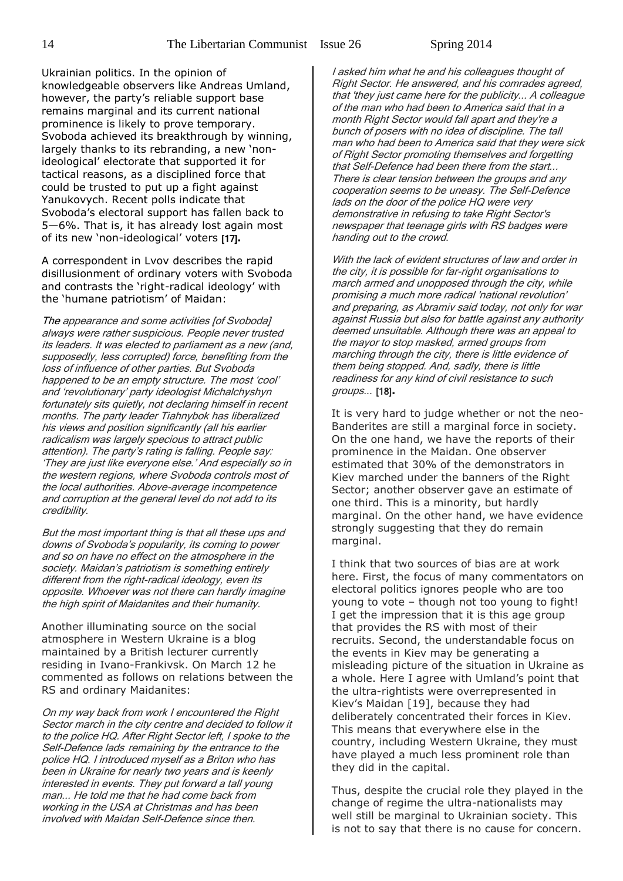Ukrainian politics. In the opinion of knowledgeable observers like Andreas Umland, however, the party's reliable support base remains marginal and its current national prominence is likely to prove temporary. Svoboda achieved its breakthrough by winning, largely thanks to its rebranding, a new 'non-ideological' electorate that supported it for tactical reasons, as a disciplined force that could be trusted to put up a fight against Yanukovych. Recent polls indicate that Svoboda's electoral support has fallen back to 5—6%. That is, it has already lost again most of its new 'non-ideological' voters **[17].**

A correspondent in Lvov describes the rapid disillusionment of ordinary voters with Svoboda and contrasts the 'right-radical ideology' with the 'humane patriotism' of Maidan:

*The appearance and some activities [of Svoboda] always were rather suspicious. People never trusted its leaders. It was elected to parliament as a new (and, supposedly, less corrupted) force, benefiting from the loss of influence of other parties. But Svoboda happened to be an empty structure. The most 'cool' and 'revolutionary' party ideologist Michalchyshyn fortunately sits quietly, not declaring himself in recent months. The party leader Tiahnybok has liberalized his views and position significantly (all his earlier radicalism was largely specious to attract public attention). The party's rating is falling. People say: 'They are just like everyone else.' And especially so in the western regions, where Svoboda controls most of the local authorities. Above-average incompetence and corruption at the general level do not add to its credibility.*

*But the most important thing is that all these ups and downs of Svoboda's popularity, its coming to power and so on have no effect on the atmosphere in the society. Maidan's patriotism is something entirely different from the right-radical ideology, even its opposite. Whoever was not there can hardly imagine the high spirit of Maidanites and their humanity.*

Another illuminating source on the social atmosphere in Western Ukraine is a blog maintained by a British lecturer currently residing in Ivano-Frankivsk. On March 12 he commented as follows on relations between the RS and ordinary Maidanites:

*On my way back from work I encountered the Right Sector march in the city centre and decided to follow it to the police HQ. After Right Sector left, I spoke to the Self-Defence lads remaining by the entrance to the police HQ. I introduced myself as a Briton who has been in Ukraine for nearly two years and is keenly interested in events. They put forward a tall young man... He told me that he had come back from working in the USA at Christmas and has been involved with Maidan Self-Defence since then.*

*I asked him what he and his colleagues thought of Right Sector. He answered, and his comrades agreed, that 'they just came here for the publicity... A colleague of the man who had been to America said that in a month Right Sector would fall apart and they're a bunch of posers with no idea of discipline. The tall man who had been to America said that they were sick of Right Sector promoting themselves and forgetting that Self-Defence had been there from the start... There is clear tension between the groups and any cooperation seems to be uneasy. The Self-Defence lads on the door of the police HQ were very demonstrative in refusing to take Right Sector's newspaper that teenage girls with RS badges were handing out to the crowd.*

*With the lack of evident structures of law and order in the city, it is possible for far-right organisations to march armed and unopposed through the city, while promising a much more radical 'national revolution' and preparing, as Abramiv said today, not only for war against Russia but also for battle against any authority deemed unsuitable. Although there was an appeal to the mayor to stop masked, armed groups from marching through the city, there is little evidence of them being stopped. And, sadly, there is little readiness for any kind of civil resistance to such groups...* **[18].**

It is very hard to judge whether or not the neo-Banderites are still a marginal force in society. On the one hand, we have the reports of their prominence in the Maidan. One observer estimated that 30% of the demonstrators in Kiev marched under the banners of the Right Sector; another observer gave an estimate of one third. This is a minority, but hardly marginal. On the other hand, we have evidence strongly suggesting that they do remain marginal.

I think that two sources of bias are at work here. First, the focus of many commentators on electoral politics ignores people who are too young to vote – though not too young to fight! I get the impression that it is this age group that provides the RS with most of their recruits. Second, the understandable focus on the events in Kiev may be generating a misleading picture of the situation in Ukraine as a whole. Here I agree with Umland's point that the ultra-rightists were overrepresented in Kiev's Maidan [19], because they had deliberately concentrated their forces in Kiev. This means that everywhere else in the country, including Western Ukraine, they must have played a much less prominent role than they did in the capital.

Thus, despite the crucial role they played in the change of regime the ultra-nationalists may well still be marginal to Ukrainian society. This is not to say that there is no cause for concern.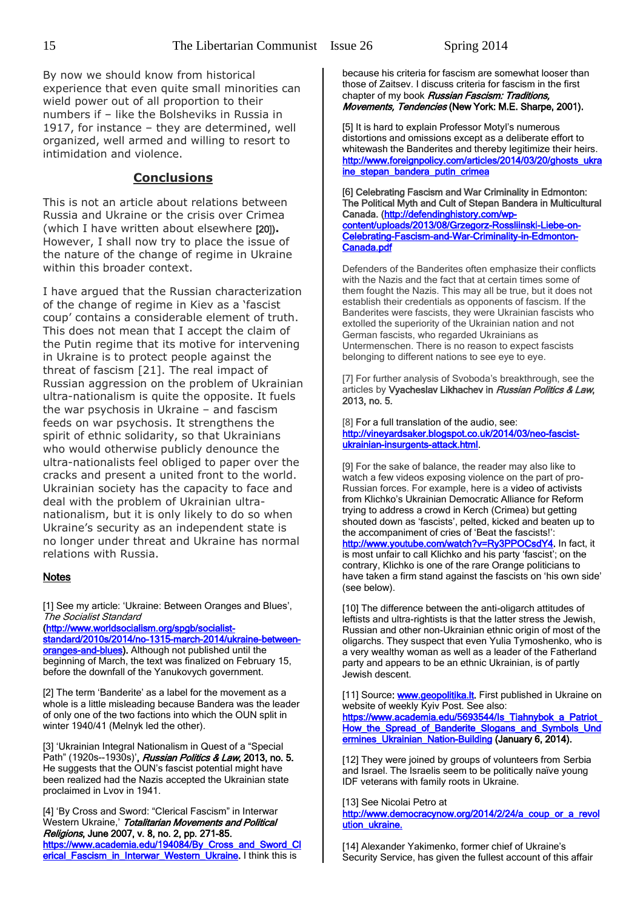By now we should know from historical experience that even quite small minorities can wield power out of all proportion to their numbers if – like the Bolsheviks in Russia in 1917, for instance – they are determined, well organized, well armed and willing to resort to intimidation and violence.

## Conclusions

This is not an article about relations between Russia and Ukraine or the crisis over Crimea (which I have written about elsewhere [20]). However, I shall now try to place the issue of the nature of the change of regime in Ukraine within this broader context.

I have argued that the Russian characterization of the change of regime in Kiev as a 'fascist coup' contains a considerable element of truth. This does not mean that I accept the claim of the Putin regime that its motive for intervening in Ukraine is to protect people against the threat of fascism [21]. The real impact of Russian aggression on the problem of Ukrainian ultra-nationalism is quite the opposite. It fuels the war psychosis in Ukraine – and fascism feeds on war psychosis. It strengthens the spirit of ethnic solidarity, so that Ukrainians who would otherwise publicly denounce the ultra-nationalists feel obliged to paper over the cracks and present a united front to the world. Ukrainian society has the capacity to face and deal with the problem of Ukrainian ultra-nationalism, but it is only likely to do so when Ukraine's security as an independent state is no longer under threat and Ukraine has normal relations with Russia.

### Notes

[1] See my article: 'Ukraine: Between Oranges and Blues', *The Socialist Standard* (http://www.worldsocialism.org/spgb/socialist-standard/2010s/2014/no-1315-march-2014/ukraine-between-oranges-and-blues). Although not published until the beginning of March, the text was finalized on February 15, before the downfall of the Yanukovych government.

[2] The term 'Banderite' as a label for the movement as a whole is a little misleading because Bandera was the leader of only one of the two factions into which the OUN split in winter 1940/41 (Melnyk led the other).

[3] 'Ukrainian Integral Nationalism in Quest of a "Special Path" (1920s--1930s)', *Russian Politics & Law*, 2013, no. 5. He suggests that the OUN's fascist potential might have been realized had the Nazis accepted the Ukrainian state proclaimed in Lvov in 1941.

[4] 'By Cross and Sword: "Clerical Fascism" in Interwar Western Ukraine,' *Totalitarian Movements and Political Religions*, June 2007, v. 8, no. 2, pp. 271-85. https://www.academia.edu/194084/By_Cross_and_Sword_Clerical_Fascism_in_Interwar_Western_Ukraine. I think this is because his criteria for fascism are somewhat looser than those of Zaitsev. I discuss criteria for fascism in the first chapter of my book *Russian Fascism: Traditions, Movements, Tendencies* (New York: M.E. Sharpe, 2001).

[5] It is hard to explain Professor Motyl's numerous distortions and omissions except as a deliberate effort to whitewash the Banderites and thereby legitimize their heirs. http://www.foreignpolicy.com/articles/2014/03/20/ghosts_ukraine_stepan_bandera_putin_crimea

[6] Celebrating Fascism and War Criminality in Edmonton: The Political Myth and Cult of Stepan Bandera in Multicultural Canada. (http://defendinghistory.com/wp-content/uploads/2013/08/Grzegorz-Rossliinski-Liebe-on-Celebrating-Fascism-and-War-Criminality-in-Edmonton-Canada.pdf

Defenders of the Banderites often emphasize their conflicts with the Nazis and the fact that at certain times some of them fought the Nazis. This may all be true, but it does not establish their credentials as opponents of fascism. If the Banderites were fascists, they were Ukrainian fascists who extolled the superiority of the Ukrainian nation and not German fascists, who regarded Ukrainians as Untermenschen. There is no reason to expect fascists belonging to different nations to see eye to eye.

[7] For further analysis of Svoboda's breakthrough, see the articles by Vyacheslav Likhachev in *Russian Politics & Law*, 2013, no. 5.

[8] For a full translation of the audio, see: http://vineyardsaker.blogspot.co.uk/2014/03/neo-fascist-ukrainian-insurgents-attack.html.

[9] For the sake of balance, the reader may also like to watch a few videos exposing violence on the part of pro-Russian forces. For example, here is a video of activists from Klichko's Ukrainian Democratic Alliance for Reform trying to address a crowd in Kerch (Crimea) but getting shouted down as 'fascists', pelted, kicked and beaten up to the accompaniment of cries of 'Beat the fascists!': http://www.youtube.com/watch?v=Ry3PPOCsdY4. In fact, it is most unfair to call Klichko and his party 'fascist'; on the contrary, Klichko is one of the rare Orange politicians to have taken a firm stand against the fascists on 'his own side' (see below).

[10] The difference between the anti-oligarch attitudes of leftists and ultra-rightists is that the latter stress the Jewish, Russian and other non-Ukrainian ethnic origin of most of the oligarchs. They suspect that even Yulia Tymoshenko, who is a very wealthy woman as well as a leader of the Fatherland party and appears to be an ethnic Ukrainian, is of partly Jewish descent.

[11] Source: www.geopolitika.lt. First published in Ukraine on website of weekly Kyiv Post. See also: https://www.academia.edu/5693544/Is_Tiahnybok_a_Patriot_How_the_Spread_of_Banderite_Slogans_and_Symbols_Undermines_Ukrainian_Nation-Building (January 6, 2014).

[12] They were joined by groups of volunteers from Serbia and Israel. The Israelis seem to be politically naïve young IDF veterans with family roots in Ukraine.

[13] See Nicolai Petro at http://www.democracynow.org/2014/2/24/a_coup_or_a_revolution_ukraine.

[14] Alexander Yakimenko, former chief of Ukraine's Security Service, has given the fullest account of this affair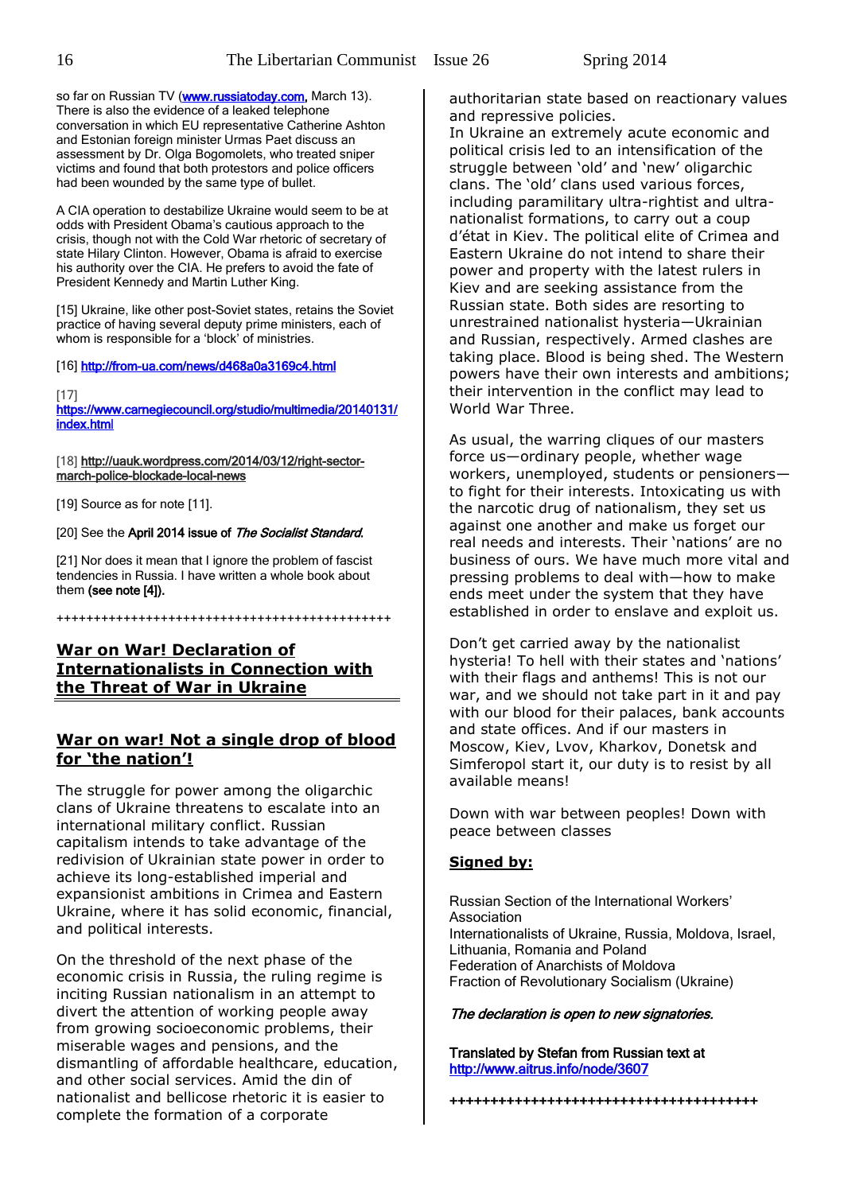so far on Russian TV ([www.russiatoday.com](http://www.russiatoday.com), March 13). There is also the evidence of a leaked telephone conversation in which EU representative Catherine Ashton and Estonian foreign minister Urmas Paet discuss an assessment by Dr. Olga Bogomolets, who treated sniper victims and found that both protestors and police officers had been wounded by the same type of bullet.

A CIA operation to destabilize Ukraine would seem to be at odds with President Obama's cautious approach to the crisis, though not with the Cold War rhetoric of secretary of state Hilary Clinton. However, Obama is afraid to exercise his authority over the CIA. He prefers to avoid the fate of President Kennedy and Martin Luther King.

[15] Ukraine, like other post-Soviet states, retains the Soviet practice of having several deputy prime ministers, each of whom is responsible for a 'block' of ministries.

[16] http://from-ua.com/news/d468a0a3169c4.html

[17] https://www.carnegiecouncil.org/studio/multimedia/20140131/index.html

[18] http://uauk.wordpress.com/2014/03/12/right-sector-march-police-blockade-local-news

[19] Source as for note [11].

[20] See the **April 2014 issue of** ***The Socialist Standard.***

[21] Nor does it mean that I ignore the problem of fascist tendencies in Russia. I have written a whole book about them **(see note [4]).**

+++++++++++++++++++++++++++++++++++++++++++++

## War on War! Declaration of Internationalists in Connection with the Threat of War in Ukraine

### War on war! Not a single drop of blood for 'the nation'!

The struggle for power among the oligarchic clans of Ukraine threatens to escalate into an international military conflict. Russian capitalism intends to take advantage of the redivision of Ukrainian state power in order to achieve its long-established imperial and expansionist ambitions in Crimea and Eastern Ukraine, where it has solid economic, financial, and political interests.

On the threshold of the next phase of the economic crisis in Russia, the ruling regime is inciting Russian nationalism in an attempt to divert the attention of working people away from growing socioeconomic problems, their miserable wages and pensions, and the dismantling of affordable healthcare, education, and other social services. Amid the din of nationalist and bellicose rhetoric it is easier to complete the formation of a corporate authoritarian state based on reactionary values and repressive policies.

In Ukraine an extremely acute economic and political crisis led to an intensification of the struggle between 'old' and 'new' oligarchic clans. The 'old' clans used various forces, including paramilitary ultra-rightist and ultra-nationalist formations, to carry out a coup d'état in Kiev. The political elite of Crimea and Eastern Ukraine do not intend to share their power and property with the latest rulers in Kiev and are seeking assistance from the Russian state. Both sides are resorting to unrestrained nationalist hysteria—Ukrainian and Russian, respectively. Armed clashes are taking place. Blood is being shed. The Western powers have their own interests and ambitions; their intervention in the conflict may lead to World War Three.

As usual, the warring cliques of our masters force us—ordinary people, whether wage workers, unemployed, students or pensioners—to fight for their interests. Intoxicating us with the narcotic drug of nationalism, they set us against one another and make us forget our real needs and interests. Their 'nations' are no business of ours. We have much more vital and pressing problems to deal with—how to make ends meet under the system that they have established in order to enslave and exploit us.

Don't get carried away by the nationalist hysteria! To hell with their states and 'nations' with their flags and anthems! This is not our war, and we should not take part in it and pay with our blood for their palaces, bank accounts and state offices. And if our masters in Moscow, Kiev, Lvov, Kharkov, Donetsk and Simferopol start it, our duty is to resist by all available means!

Down with war between peoples! Down with peace between classes

**Signed by:**

Russian Section of the International Workers' Association
Internationalists of Ukraine, Russia, Moldova, Israel, Lithuania, Romania and Poland
Federation of Anarchists of Moldova
Fraction of Revolutionary Socialism (Ukraine)

***The declaration is open to new signatories.***

**Translated by Stefan from Russian text at** http://www.aitrus.info/node/3607

++++++++++++++++++++++++++++++++++++++++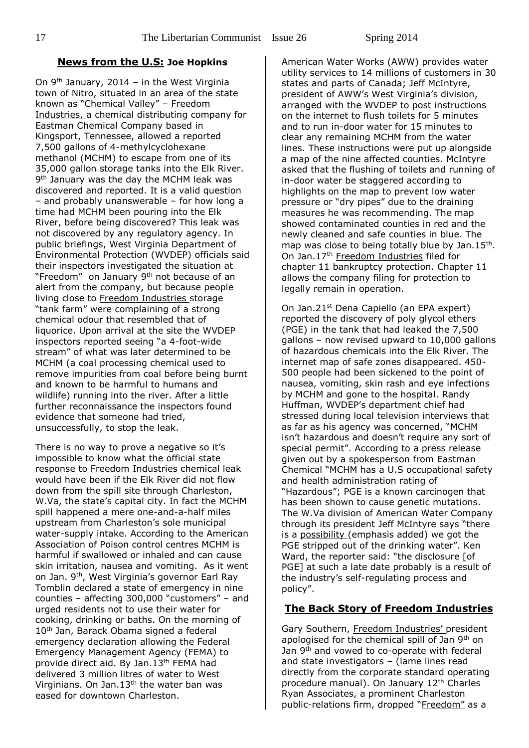## News from the U.S: Joe Hopkins

On 9th January, 2014 – in the West Virginia town of Nitro, situated in an area of the state known as "Chemical Valley" – Freedom Industries, a chemical distributing company for Eastman Chemical Company based in Kingsport, Tennessee, allowed a reported 7,500 gallons of 4-methylcyclohexane methanol (MCHM) to escape from one of its 35,000 gallon storage tanks into the Elk River. 9th January was the day the MCHM leak was discovered and reported. It is a valid question – and probably unanswerable – for how long a time had MCHM been pouring into the Elk River, before being discovered? This leak was not discovered by any regulatory agency. In public briefings, West Virginia Department of Environmental Protection (WVDEP) officials said their inspectors investigated the situation at "Freedom" on January 9th not because of an alert from the company, but because people living close to Freedom Industries storage "tank farm" were complaining of a strong chemical odour that resembled that of liquorice. Upon arrival at the site the WVDEP inspectors reported seeing "a 4-foot-wide stream" of what was later determined to be MCHM (a coal processing chemical used to remove impurities from coal before being burnt and known to be harmful to humans and wildlife) running into the river. After a little further reconnaissance the inspectors found evidence that someone had tried, unsuccessfully, to stop the leak.

There is no way to prove a negative so it's impossible to know what the official state response to Freedom Industries chemical leak would have been if the Elk River did not flow down from the spill site through Charleston, W.Va, the state's capital city. In fact the MCHM spill happened a mere one-and-a-half miles upstream from Charleston's sole municipal water-supply intake. According to the American Association of Poison control centres MCHM is harmful if swallowed or inhaled and can cause skin irritation, nausea and vomiting. As it went on Jan. 9th, West Virginia's governor Earl Ray Tomblin declared a state of emergency in nine counties – affecting 300,000 "customers" – and urged residents not to use their water for cooking, drinking or baths. On the morning of 10th Jan, Barack Obama signed a federal emergency declaration allowing the Federal Emergency Management Agency (FEMA) to provide direct aid. By Jan.13th FEMA had delivered 3 million litres of water to West Virginians. On Jan.13th the water ban was eased for downtown Charleston.

American Water Works (AWW) provides water utility services to 14 millions of customers in 30 states and parts of Canada; Jeff McIntyre, president of AWW's West Virginia's division, arranged with the WVDEP to post instructions on the internet to flush toilets for 5 minutes and to run in-door water for 15 minutes to clear any remaining MCHM from the water lines. These instructions were put up alongside a map of the nine affected counties. McIntyre asked that the flushing of toilets and running of in-door water be staggered according to highlights on the map to prevent low water pressure or "dry pipes" due to the draining measures he was recommending. The map showed contaminated counties in red and the newly cleaned and safe counties in blue. The map was close to being totally blue by Jan.15th. On Jan.17th Freedom Industries filed for chapter 11 bankruptcy protection. Chapter 11 allows the company filing for protection to legally remain in operation.

On Jan.21st Dena Capiello (an EPA expert) reported the discovery of poly glycol ethers (PGE) in the tank that had leaked the 7,500 gallons – now revised upward to 10,000 gallons of hazardous chemicals into the Elk River. The internet map of safe zones disappeared. 450-500 people had been sickened to the point of nausea, vomiting, skin rash and eye infections by MCHM and gone to the hospital. Randy Huffman, WVDEP's department chief had stressed during local television interviews that as far as his agency was concerned, "MCHM isn't hazardous and doesn't require any sort of special permit". According to a press release given out by a spokesperson from Eastman Chemical "MCHM has a U.S occupational safety and health administration rating of "Hazardous"; PGE is a known carcinogen that has been shown to cause genetic mutations. The W.Va division of American Water Company through its president Jeff McIntyre says "there is a possibility (emphasis added) we got the PGE stripped out of the drinking water". Ken Ward, the reporter said: "the disclosure [of PGE] at such a late date probably is a result of the industry's self-regulating process and policy".

## The Back Story of Freedom Industries

Gary Southern, Freedom Industries' president apologised for the chemical spill of Jan 9th on Jan 9th and vowed to co-operate with federal and state investigators – (lame lines read directly from the corporate standard operating procedure manual). On January 12th Charles Ryan Associates, a prominent Charleston public-relations firm, dropped "Freedom" as a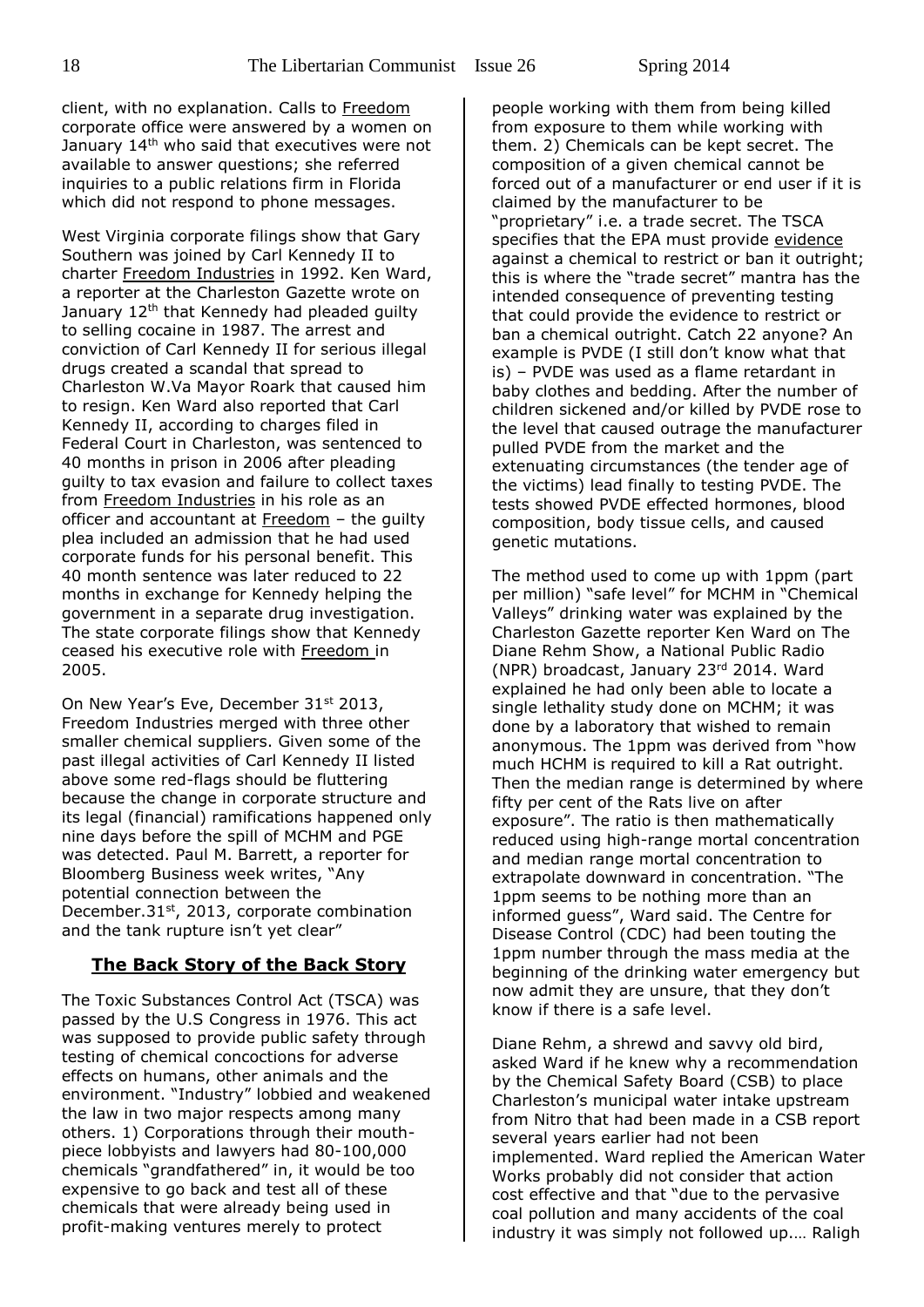client, with no explanation. Calls to Freedom corporate office were answered by a women on January 14th who said that executives were not available to answer questions; she referred inquiries to a public relations firm in Florida which did not respond to phone messages.

West Virginia corporate filings show that Gary Southern was joined by Carl Kennedy II to charter Freedom Industries in 1992. Ken Ward, a reporter at the Charleston Gazette wrote on January 12th that Kennedy had pleaded guilty to selling cocaine in 1987. The arrest and conviction of Carl Kennedy II for serious illegal drugs created a scandal that spread to Charleston W.Va Mayor Roark that caused him to resign. Ken Ward also reported that Carl Kennedy II, according to charges filed in Federal Court in Charleston, was sentenced to 40 months in prison in 2006 after pleading guilty to tax evasion and failure to collect taxes from Freedom Industries in his role as an officer and accountant at Freedom – the guilty plea included an admission that he had used corporate funds for his personal benefit. This 40 month sentence was later reduced to 22 months in exchange for Kennedy helping the government in a separate drug investigation. The state corporate filings show that Kennedy ceased his executive role with Freedom in 2005.

On New Year's Eve, December 31st 2013, Freedom Industries merged with three other smaller chemical suppliers. Given some of the past illegal activities of Carl Kennedy II listed above some red-flags should be fluttering because the change in corporate structure and its legal (financial) ramifications happened only nine days before the spill of MCHM and PGE was detected. Paul M. Barrett, a reporter for Bloomberg Business week writes, "Any potential connection between the December.31st, 2013, corporate combination and the tank rupture isn't yet clear"

## The Back Story of the Back Story

The Toxic Substances Control Act (TSCA) was passed by the U.S Congress in 1976. This act was supposed to provide public safety through testing of chemical concoctions for adverse effects on humans, other animals and the environment. "Industry" lobbied and weakened the law in two major respects among many others. 1) Corporations through their mouth-piece lobbyists and lawyers had 80-100,000 chemicals "grandfathered" in, it would be too expensive to go back and test all of these chemicals that were already being used in profit-making ventures merely to protect people working with them from being killed from exposure to them while working with them. 2) Chemicals can be kept secret. The composition of a given chemical cannot be forced out of a manufacturer or end user if it is claimed by the manufacturer to be "proprietary" i.e. a trade secret. The TSCA specifies that the EPA must provide evidence against a chemical to restrict or ban it outright; this is where the "trade secret" mantra has the intended consequence of preventing testing that could provide the evidence to restrict or ban a chemical outright. Catch 22 anyone? An example is PVDE (I still don't know what that is) – PVDE was used as a flame retardant in baby clothes and bedding. After the number of children sickened and/or killed by PVDE rose to the level that caused outrage the manufacturer pulled PVDE from the market and the extenuating circumstances (the tender age of the victims) lead finally to testing PVDE. The tests showed PVDE effected hormones, blood composition, body tissue cells, and caused genetic mutations.

The method used to come up with 1ppm (part per million) "safe level" for MCHM in "Chemical Valleys" drinking water was explained by the Charleston Gazette reporter Ken Ward on The Diane Rehm Show, a National Public Radio (NPR) broadcast, January 23rd 2014. Ward explained he had only been able to locate a single lethality study done on MCHM; it was done by a laboratory that wished to remain anonymous. The 1ppm was derived from "how much HCHM is required to kill a Rat outright. Then the median range is determined by where fifty per cent of the Rats live on after exposure". The ratio is then mathematically reduced using high-range mortal concentration and median range mortal concentration to extrapolate downward in concentration. "The 1ppm seems to be nothing more than an informed guess", Ward said. The Centre for Disease Control (CDC) had been touting the 1ppm number through the mass media at the beginning of the drinking water emergency but now admit they are unsure, that they don't know if there is a safe level.

Diane Rehm, a shrewd and savvy old bird, asked Ward if he knew why a recommendation by the Chemical Safety Board (CSB) to place Charleston's municipal water intake upstream from Nitro that had been made in a CSB report several years earlier had not been implemented. Ward replied the American Water Works probably did not consider that action cost effective and that "due to the pervasive coal pollution and many accidents of the coal industry it was simply not followed up.… Raligh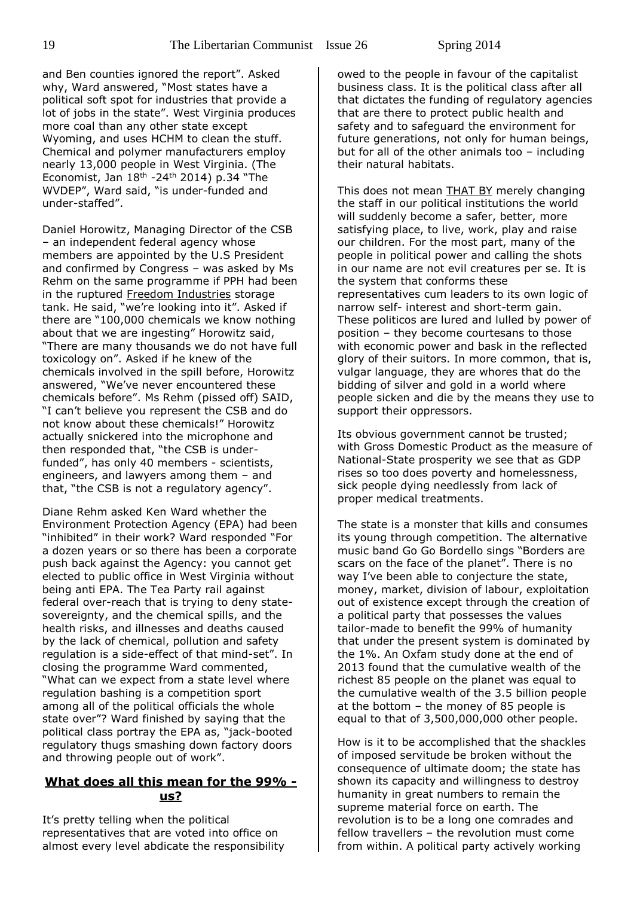and Ben counties ignored the report". Asked why, Ward answered, "Most states have a political soft spot for industries that provide a lot of jobs in the state". West Virginia produces more coal than any other state except Wyoming, and uses HCHM to clean the stuff. Chemical and polymer manufacturers employ nearly 13,000 people in West Virginia. (The Economist, Jan 18th -24th 2014) p.34 "The WVDEP", Ward said, "is under-funded and under-staffed".

Daniel Horowitz, Managing Director of the CSB – an independent federal agency whose members are appointed by the U.S President and confirmed by Congress – was asked by Ms Rehm on the same programme if PPH had been in the ruptured Freedom Industries storage tank. He said, "we're looking into it". Asked if there are "100,000 chemicals we know nothing about that we are ingesting" Horowitz said, "There are many thousands we do not have full toxicology on". Asked if he knew of the chemicals involved in the spill before, Horowitz answered, "We've never encountered these chemicals before". Ms Rehm (pissed off) SAID, "I can't believe you represent the CSB and do not know about these chemicals!" Horowitz actually snickered into the microphone and then responded that, "the CSB is under-funded", has only 40 members - scientists, engineers, and lawyers among them – and that, "the CSB is not a regulatory agency".

Diane Rehm asked Ken Ward whether the Environment Protection Agency (EPA) had been "inhibited" in their work? Ward responded "For a dozen years or so there has been a corporate push back against the Agency: you cannot get elected to public office in West Virginia without being anti EPA. The Tea Party rail against federal over-reach that is trying to deny state-sovereignty, and the chemical spills, and the health risks, and illnesses and deaths caused by the lack of chemical, pollution and safety regulation is a side-effect of that mind-set". In closing the programme Ward commented, "What can we expect from a state level where regulation bashing is a competition sport among all of the political officials the whole state over"? Ward finished by saying that the political class portray the EPA as, "jack-booted regulatory thugs smashing down factory doors and throwing people out of work".

## What does all this mean for the 99% - us?

It's pretty telling when the political representatives that are voted into office on almost every level abdicate the responsibility owed to the people in favour of the capitalist business class. It is the political class after all that dictates the funding of regulatory agencies that are there to protect public health and safety and to safeguard the environment for future generations, not only for human beings, but for all of the other animals too – including their natural habitats.

This does not mean THAT BY merely changing the staff in our political institutions the world will suddenly become a safer, better, more satisfying place, to live, work, play and raise our children. For the most part, many of the people in political power and calling the shots in our name are not evil creatures per se. It is the system that conforms these representatives cum leaders to its own logic of narrow self- interest and short-term gain. These politicos are lured and lulled by power of position – they become courtesans to those with economic power and bask in the reflected glory of their suitors. In more common, that is, vulgar language, they are whores that do the bidding of silver and gold in a world where people sicken and die by the means they use to support their oppressors.

Its obvious government cannot be trusted; with Gross Domestic Product as the measure of National-State prosperity we see that as GDP rises so too does poverty and homelessness, sick people dying needlessly from lack of proper medical treatments.

The state is a monster that kills and consumes its young through competition. The alternative music band Go Go Bordello sings "Borders are scars on the face of the planet". There is no way I've been able to conjecture the state, money, market, division of labour, exploitation out of existence except through the creation of a political party that possesses the values tailor-made to benefit the 99% of humanity that under the present system is dominated by the 1%. An Oxfam study done at the end of 2013 found that the cumulative wealth of the richest 85 people on the planet was equal to the cumulative wealth of the 3.5 billion people at the bottom – the money of 85 people is equal to that of 3,500,000,000 other people.

How is it to be accomplished that the shackles of imposed servitude be broken without the consequence of ultimate doom; the state has shown its capacity and willingness to destroy humanity in great numbers to remain the supreme material force on earth. The revolution is to be a long one comrades and fellow travellers – the revolution must come from within. A political party actively working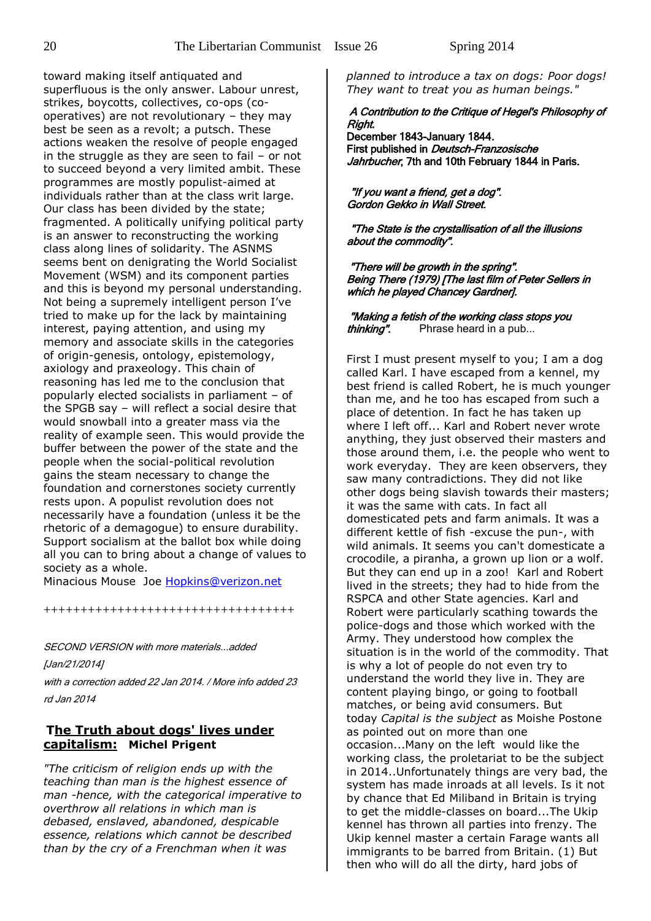toward making itself antiquated and superfluous is the only answer. Labour unrest, strikes, boycotts, collectives, co-ops (co-operatives) are not revolutionary – they may best be seen as a revolt; a putsch. These actions weaken the resolve of people engaged in the struggle as they are seen to fail – or not to succeed beyond a very limited ambit. These programmes are mostly populist-aimed at individuals rather than at the class writ large. Our class has been divided by the state; fragmented. A politically unifying political party is an answer to reconstructing the working class along lines of solidarity. The ASNMS seems bent on denigrating the World Socialist Movement (WSM) and its component parties and this is beyond my personal understanding. Not being a supremely intelligent person I've tried to make up for the lack by maintaining interest, paying attention, and using my memory and associate skills in the categories of origin-genesis, ontology, epistemology, axiology and praxeology. This chain of reasoning has led me to the conclusion that popularly elected socialists in parliament – of the SPGB say – will reflect a social desire that would snowball into a greater mass via the reality of example seen. This would provide the buffer between the power of the state and the people when the social-political revolution gains the steam necessary to change the foundation and cornerstones society currently rests upon. A populist revolution does not necessarily have a foundation (unless it be the rhetoric of a demagogue) to ensure durability. Support socialism at the ballot box while doing all you can to bring about a change of values to society as a whole.

Minacious Mouse Joe Hopkins@verizon.net

++++++++++++++++++++++++++++++++++

*SECOND VERSION with more materials...added [Jan/21/2014]*

*with a correction added 22 Jan 2014. / More info added 23 rd Jan 2014*

## The Truth about dogs' lives under capitalism: **Michel Prigent**

*"The criticism of religion ends up with the teaching than man is the highest essence of man -hence, with the categorical imperative to overthrow all relations in which man is debased, enslaved, abandoned, despicable essence, relations which cannot be described than by the cry of a Frenchman when it was planned to introduce a tax on dogs: Poor dogs! They want to treat you as human beings."*

***A Contribution to the Critique of Hegel's Philosophy of Right.***
**December 1843-January 1844.**
**First published in *Deutsch-Franzosische Jahrbucher*, 7th and 10th February 1844 in Paris.**

***"If you want a friend, get a dog".***
***Gordon Gekko in Wall Street.***

***"The State is the crystallisation of all the illusions about the commodity".***

***"There will be growth in the spring".***
***Being There (1979) [The last film of Peter Sellers in which he played Chancey Gardner].***

***"Making a fetish of the working class stops you thinking".*** Phrase heard in a pub...

First I must present myself to you; I am a dog called Karl. I have escaped from a kennel, my best friend is called Robert, he is much younger than me, and he too has escaped from such a place of detention. In fact he has taken up where I left off... Karl and Robert never wrote anything, they just observed their masters and those around them, i.e. the people who went to work everyday. They are keen observers, they saw many contradictions. They did not like other dogs being slavish towards their masters; it was the same with cats. In fact all domesticated pets and farm animals. It was a different kettle of fish -excuse the pun-, with wild animals. It seems you can't domesticate a crocodile, a piranha, a grown up lion or a wolf. But they can end up in a zoo! Karl and Robert lived in the streets; they had to hide from the RSPCA and other State agencies. Karl and Robert were particularly scathing towards the police-dogs and those which worked with the Army. They understood how complex the situation is in the world of the commodity. That is why a lot of people do not even try to understand the world they live in. They are content playing bingo, or going to football matches, or being avid consumers. But today *Capital is the subject* as Moishe Postone as pointed out on more than one occasion...Many on the left would like the working class, the proletariat to be the subject in 2014..Unfortunately things are very bad, the system has made inroads at all levels. Is it not by chance that Ed Miliband in Britain is trying to get the middle-classes on board...The Ukip kennel has thrown all parties into frenzy. The Ukip kennel master a certain Farage wants all immigrants to be barred from Britain. (1) But then who will do all the dirty, hard jobs of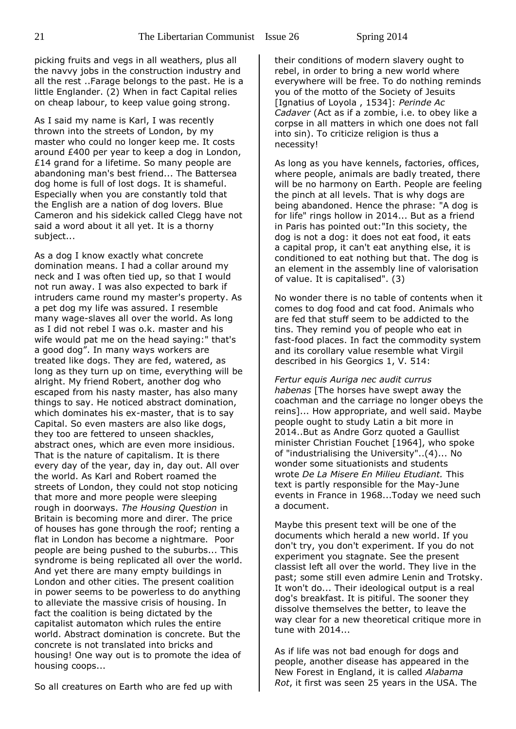picking fruits and vegs in all weathers, plus all the navvy jobs in the construction industry and all the rest ..Farage belongs to the past. He is a little Englander. (2) When in fact Capital relies on cheap labour, to keep value going strong.

As I said my name is Karl, I was recently thrown into the streets of London, by my master who could no longer keep me. It costs around £400 per year to keep a dog in London, £14 grand for a lifetime. So many people are abandoning man's best friend... The Battersea dog home is full of lost dogs. It is shameful. Especially when you are constantly told that the English are a nation of dog lovers. Blue Cameron and his sidekick called Clegg have not said a word about it all yet. It is a thorny subject...

As a dog I know exactly what concrete domination means. I had a collar around my neck and I was often tied up, so that I would not run away. I was also expected to bark if intruders came round my master's property. As a pet dog my life was assured. I resemble many wage-slaves all over the world. As long as I did not rebel I was o.k. master and his wife would pat me on the head saying:" that's a good dog". In many ways workers are treated like dogs. They are fed, watered, as long as they turn up on time, everything will be alright. My friend Robert, another dog who escaped from his nasty master, has also many things to say. He noticed abstract domination, which dominates his ex-master, that is to say Capital. So even masters are also like dogs, they too are fettered to unseen shackles, abstract ones, which are even more insidious. That is the nature of capitalism. It is there every day of the year, day in, day out. All over the world. As Karl and Robert roamed the streets of London, they could not stop noticing that more and more people were sleeping rough in doorways. *The Housing Question* in Britain is becoming more and direr. The price of houses has gone through the roof; renting a flat in London has become a nightmare. Poor people are being pushed to the suburbs... This syndrome is being replicated all over the world. And yet there are many empty buildings in London and other cities. The present coalition in power seems to be powerless to do anything to alleviate the massive crisis of housing. In fact the coalition is being dictated by the capitalist automaton which rules the entire world. Abstract domination is concrete. But the concrete is not translated into bricks and housing! One way out is to promote the idea of housing coops...

So all creatures on Earth who are fed up with their conditions of modern slavery ought to rebel, in order to bring a new world where everywhere will be free. To do nothing reminds you of the motto of the Society of Jesuits [Ignatius of Loyola , 1534]: *Perinde Ac Cadaver* (Act as if a zombie, i.e. to obey like a corpse in all matters in which one does not fall into sin). To criticize religion is thus a necessity!

As long as you have kennels, factories, offices, where people, animals are badly treated, there will be no harmony on Earth. People are feeling the pinch at all levels. That is why dogs are being abandoned. Hence the phrase: "A dog is for life" rings hollow in 2014... But as a friend in Paris has pointed out:"In this society, the dog is not a dog: it does not eat food, it eats a capital prop, it can't eat anything else, it is conditioned to eat nothing but that. The dog is an element in the assembly line of valorisation of value. It is capitalised". (3)

No wonder there is no table of contents when it comes to dog food and cat food. Animals who are fed that stuff seem to be addicted to the tins. They remind you of people who eat in fast-food places. In fact the commodity system and its corollary value resemble what Virgil described in his Georgics 1, V. 514:

*Fertur equis Auriga nec audit currus habenas* [The horses have swept away the coachman and the carriage no longer obeys the reins]... How appropriate, and well said. Maybe people ought to study Latin a bit more in 2014..But as Andre Gorz quoted a Gaullist minister Christian Fouchet [1964], who spoke of "industrialising the University"..(4)... No wonder some situationists and students wrote *De La Misere En Milieu Etudiant.* This text is partly responsible for the May-June events in France in 1968...Today we need such a document.

Maybe this present text will be one of the documents which herald a new world. If you don't try, you don't experiment. If you do not experiment you stagnate. See the present classist left all over the world. They live in the past; some still even admire Lenin and Trotsky. It won't do... Their ideological output is a real dog's breakfast. It is pitiful. The sooner they dissolve themselves the better, to leave the way clear for a new theoretical critique more in tune with 2014...

As if life was not bad enough for dogs and people, another disease has appeared in the New Forest in England, it is called *Alabama Rot*, it first was seen 25 years in the USA. The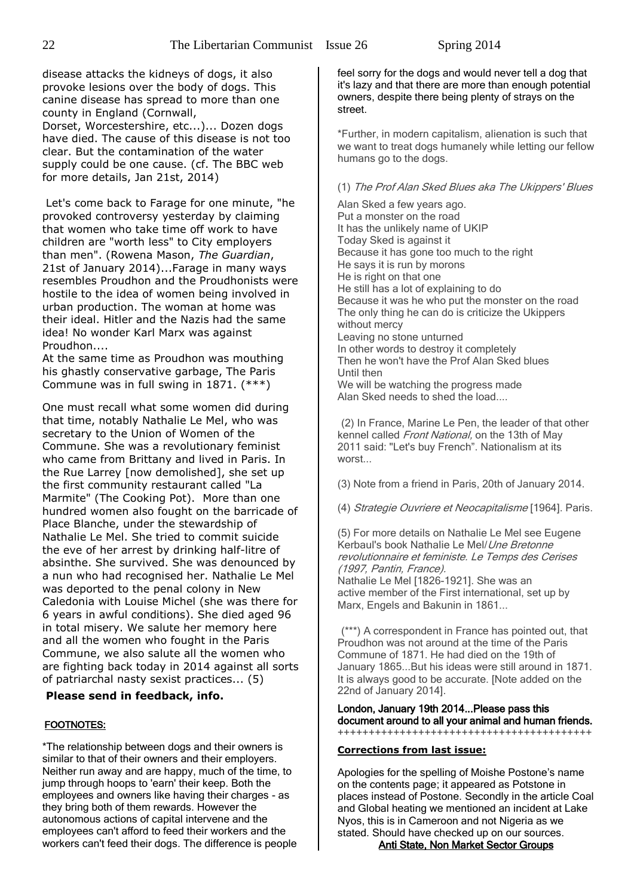disease attacks the kidneys of dogs, it also provoke lesions over the body of dogs. This canine disease has spread to more than one county in England (Cornwall, Dorset, Worcestershire, etc...)... Dozen dogs have died. The cause of this disease is not too clear. But the contamination of the water supply could be one cause. (cf. The BBC web for more details, Jan 21st, 2014)

Let's come back to Farage for one minute, "he provoked controversy yesterday by claiming that women who take time off work to have children are "worth less" to City employers than men". (Rowena Mason, *The Guardian*, 21st of January 2014)...Farage in many ways resembles Proudhon and the Proudhonists were hostile to the idea of women being involved in urban production. The woman at home was their ideal. Hitler and the Nazis had the same idea! No wonder Karl Marx was against Proudhon....

At the same time as Proudhon was mouthing his ghastly conservative garbage, The Paris Commune was in full swing in 1871. (***)

One must recall what some women did during that time, notably Nathalie Le Mel, who was secretary to the Union of Women of the Commune. She was a revolutionary feminist who came from Brittany and lived in Paris. In the Rue Larrey [now demolished], she set up the first community restaurant called "La Marmite" (The Cooking Pot). More than one hundred women also fought on the barricade of Place Blanche, under the stewardship of Nathalie Le Mel. She tried to commit suicide the eve of her arrest by drinking half-litre of absinthe. She survived. She was denounced by a nun who had recognised her. Nathalie Le Mel was deported to the penal colony in New Caledonia with Louise Michel (she was there for 6 years in awful conditions). She died aged 96 in total misery. We salute her memory here and all the women who fought in the Paris Commune, we also salute all the women who are fighting back today in 2014 against all sorts of patriarchal nasty sexist practices... (5)

**Please send in feedback, info.**

**FOOTNOTES:**

*The relationship between dogs and their owners is similar to that of their owners and their employers. Neither run away and are happy, much of the time, to jump through hoops to 'earn' their keep. Both the employees and owners like having their charges - as they bring both of them rewards. However the autonomous actions of capital intervene and the employees can't afford to feed their workers and the workers can't feed their dogs. The difference is people feel sorry for the dogs and would never tell a dog that it's lazy and that there are more than enough potential owners, despite there being plenty of strays on the street.

*Further, in modern capitalism, alienation is such that we want to treat dogs humanely while letting our fellow humans go to the dogs.

(1) *The Prof Alan Sked Blues aka The Ukippers' Blues*

Alan Sked a few years ago.
Put a monster on the road
It has the unlikely name of UKIP
Today Sked is against it
Because it has gone too much to the right
He says it is run by morons
He is right on that one
He still has a lot of explaining to do
Because it was he who put the monster on the road
The only thing he can do is criticize the Ukippers without mercy
Leaving no stone unturned
In other words to destroy it completely
Then he won't have the Prof Alan Sked blues
Until then
We will be watching the progress made
Alan Sked needs to shed the load....

(2) In France, Marine Le Pen, the leader of that other kennel called *Front National,* on the 13th of May 2011 said: "Let's buy French". Nationalism at its worst...

(3) Note from a friend in Paris, 20th of January 2014.

(4) *Strategie Ouvriere et Neocapitalisme* [1964]. Paris.

(5) For more details on Nathalie Le Mel see Eugene Kerbaul's book Nathalie Le Mel/*Une Bretonne revolutionnaire et feministe. Le Temps des Cerises (1997, Pantin, France).*
Nathalie Le Mel [1826-1921]. She was an active member of the First international, set up by Marx, Engels and Bakunin in 1861...

(***) A correspondent in France has pointed out, that Proudhon was not around at the time of the Paris Commune of 1871. He had died on the 19th of January 1865...But his ideas were still around in 1871. It is always good to be accurate. [Note added on the 22nd of January 2014].

**London, January 19th 2014...Please pass this document around to all your animal and human friends.**
+++++++++++++++++++++++++++++++++++++++++++

**Corrections from last issue:**

Apologies for the spelling of Moishe Postone's name on the contents page; it appeared as Potstone in places instead of Postone. Secondly in the article Coal and Global heating we mentioned an incident at Lake Nyos, this is in Cameroon and not Nigeria as we stated. Should have checked up on our sources.

**Anti State, Non Market Sector Groups**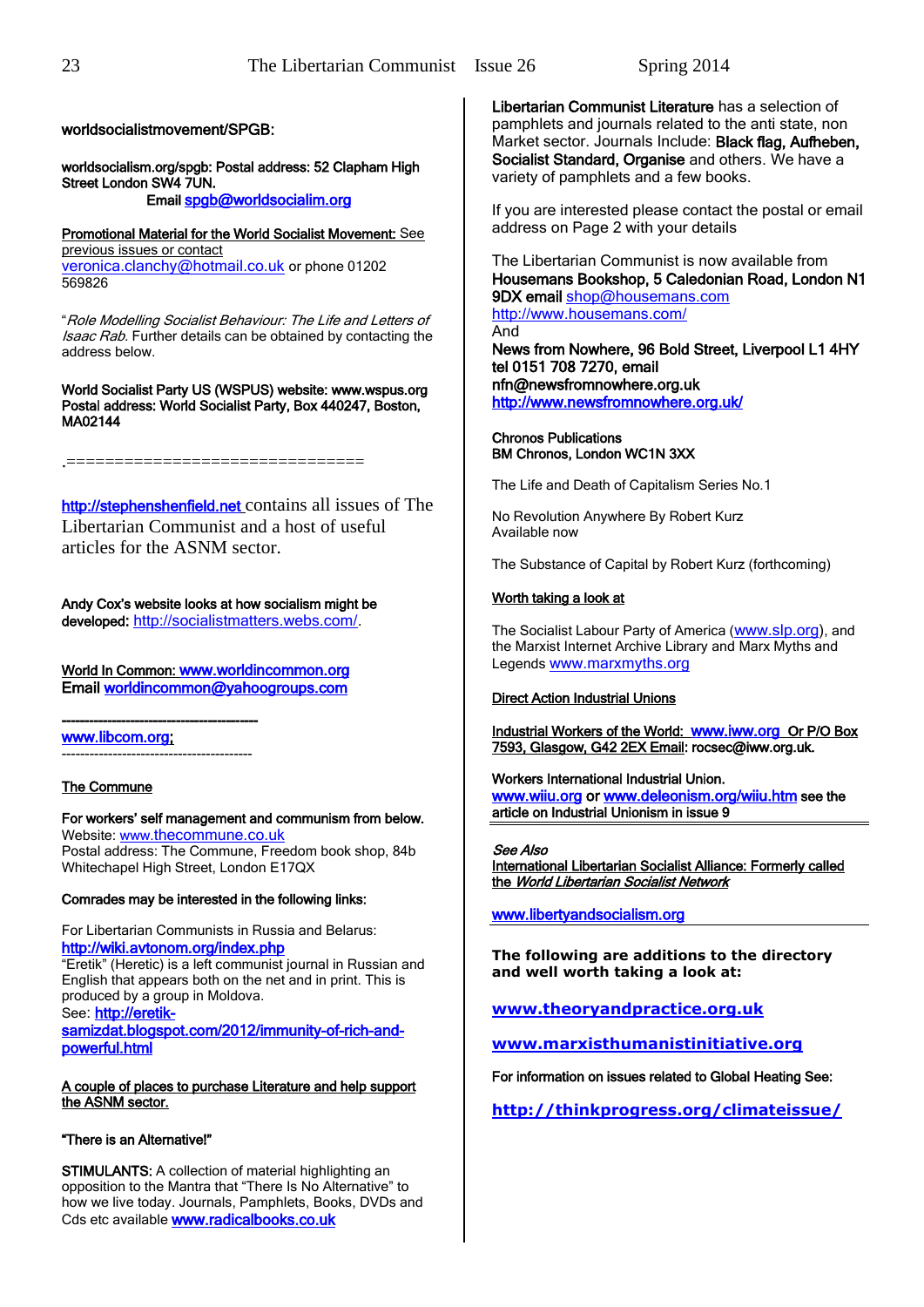**worldsocialistmovement/SPGB:**

**worldsocialism.org/spgb: Postal address: 52 Clapham High Street London SW4 7UN.**
**Email spgb@worldsocialim.org**

Promotional Material for the World Socialist Movement: See previous issues or contact veronica.clanchy@hotmail.co.uk or phone 01202 569826

"*Role Modelling Socialist Behaviour: The Life and Letters of Isaac Rab.* Further details can be obtained by contacting the address below.

**World Socialist Party US (WSPUS) website: www.wspus.org Postal address: World Socialist Party, Box 440247, Boston, MA02144**

.==============================

http://stephenshenfield.net contains all issues of The Libertarian Communist and a host of useful articles for the ASNM sector.

**Andy Cox's website looks at how socialism might be developed:** http://socialistmatters.webs.com/.

**World In Common: www.worldincommon.org**
**Email worldincommon@yahoogroups.com**

---

**www.libcom.org;**

---

**The Commune**

**For workers' self management and communism from below.**
Website: www.thecommune.co.uk
Postal address: The Commune, Freedom book shop, 84b Whitechapel High Street, London E17QX

**Comrades may be interested in the following links:**

For Libertarian Communists in Russia and Belarus:
**http://wiki.avtonom.org/index.php**
"Eretik" (Heretic) is a left communist journal in Russian and English that appears both on the net and in print. This is produced by a group in Moldova.
See: **http://eretik-samizdat.blogspot.com/2012/immunity-of-rich-and-powerful.html**

**A couple of places to purchase Literature and help support the ASNM sector.**

**"There is an Alternative!"**

**STIMULANTS:** A collection of material highlighting an opposition to the Mantra that "There Is No Alternative" to how we live today. Journals, Pamphlets, Books, DVDs and Cds etc available **www.radicalbooks.co.uk**

**Libertarian Communist Literature** has a selection of pamphlets and journals related to the anti state, non Market sector. Journals Include: **Black flag, Aufheben, Socialist Standard, Organise** and others. We have a variety of pamphlets and a few books.

If you are interested please contact the postal or email address on Page 2 with your details

The Libertarian Communist is now available from **Housemans Bookshop, 5 Caledonian Road, London N1 9DX email** shop@housemans.com
http://www.housemans.com/
And
**News from Nowhere, 96 Bold Street, Liverpool L1 4HY tel 0151 708 7270, email nfn@newsfromnowhere.org.uk**
**http://www.newsfromnowhere.org.uk/**

**Chronos Publications**
**BM Chronos, London WC1N 3XX**

The Life and Death of Capitalism Series No.1

No Revolution Anywhere By Robert Kurz
Available now

The Substance of Capital by Robert Kurz (forthcoming)

**Worth taking a look at**

The Socialist Labour Party of America (www.slp.org), and the Marxist Internet Archive Library and Marx Myths and Legends www.marxmyths.org

**Direct Action Industrial Unions**

**Industrial Workers of the World: www.iww.org Or P/O Box 7593, Glasgow, G42 2EX Email: rocsec@iww.org.uk.**

**Workers International Industrial Union.**
**www.wiiu.org or www.deleonism.org/wiiu.htm see the article on Industrial Unionism in issue 9**

---

***See Also***
**International Libertarian Socialist Alliance: Formerly called the *World Libertarian Socialist Network***

**www.libertyandsocialism.org**

---

**The following are additions to the directory and well worth taking a look at:**

**www.theoryandpractice.org.uk**

**www.marxisthumanistinitiative.org**

**For information on issues related to Global Heating See:**

**http://thinkprogress.org/climateissue/**